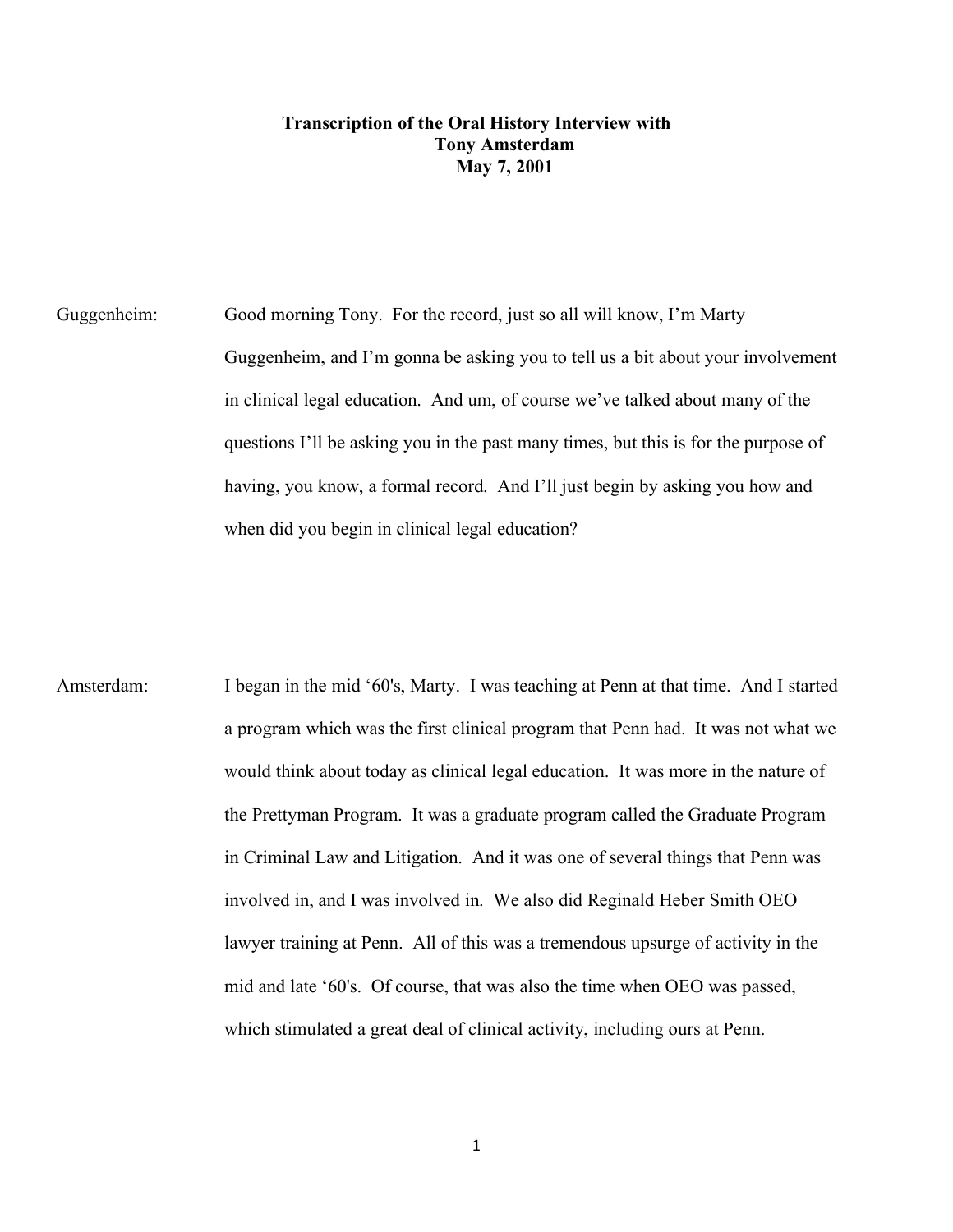**Transcription of the Oral History Interview with**
**Tony Amsterdam**
**May 7, 2001**

Guggenheim: Good morning Tony. For the record, just so all will know, I'm Marty Guggenheim, and I'm gonna be asking you to tell us a bit about your involvement in clinical legal education. And um, of course we've talked about many of the questions I'll be asking you in the past many times, but this is for the purpose of having, you know, a formal record. And I'll just begin by asking you how and when did you begin in clinical legal education?

Amsterdam: I began in the mid '60's, Marty. I was teaching at Penn at that time. And I started a program which was the first clinical program that Penn had. It was not what we would think about today as clinical legal education. It was more in the nature of the Prettyman Program. It was a graduate program called the Graduate Program in Criminal Law and Litigation. And it was one of several things that Penn was involved in, and I was involved in. We also did Reginald Heber Smith OEO lawyer training at Penn. All of this was a tremendous upsurge of activity in the mid and late '60's. Of course, that was also the time when OEO was passed, which stimulated a great deal of clinical activity, including ours at Penn.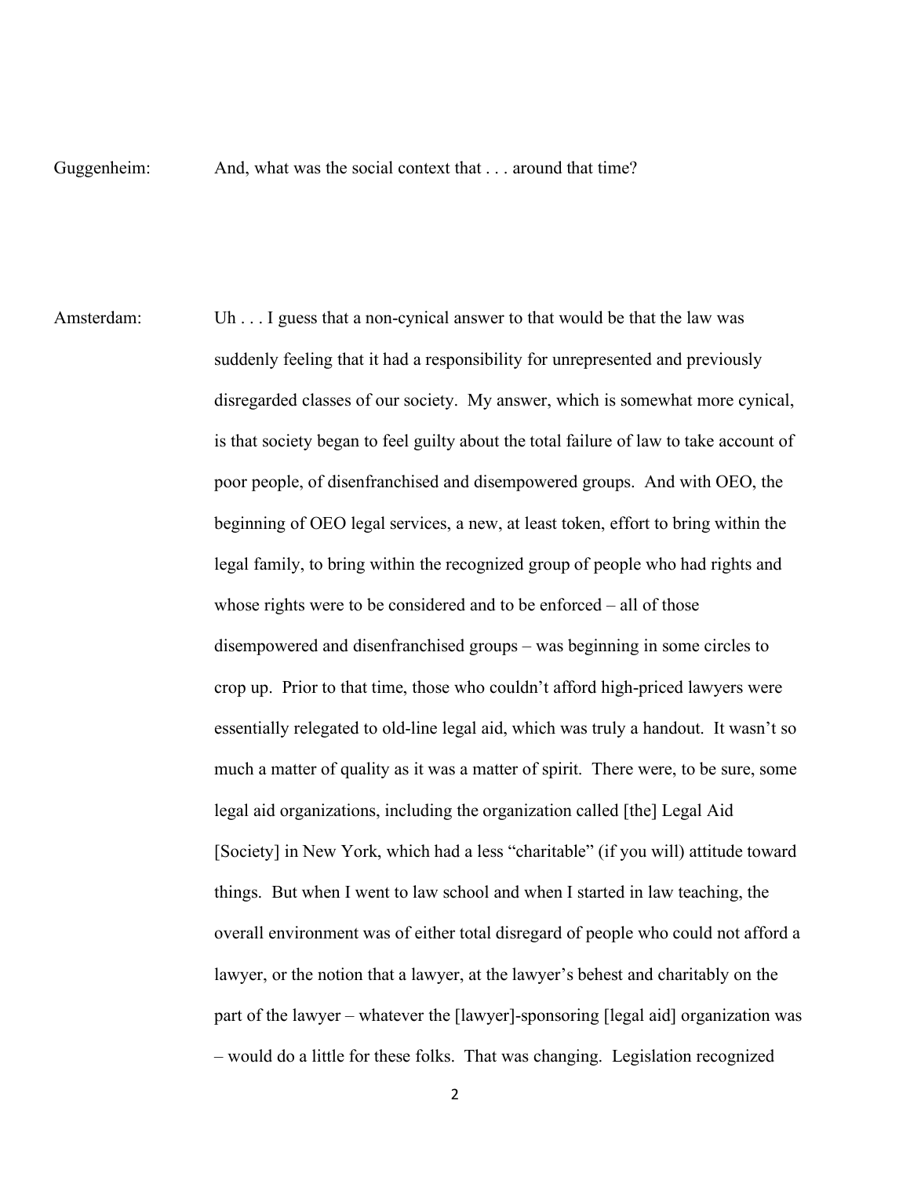Guggenheim: And, what was the social context that . . . around that time?

Amsterdam: Uh . . . I guess that a non-cynical answer to that would be that the law was suddenly feeling that it had a responsibility for unrepresented and previously disregarded classes of our society. My answer, which is somewhat more cynical, is that society began to feel guilty about the total failure of law to take account of poor people, of disenfranchised and disempowered groups. And with OEO, the beginning of OEO legal services, a new, at least token, effort to bring within the legal family, to bring within the recognized group of people who had rights and whose rights were to be considered and to be enforced – all of those disempowered and disenfranchised groups – was beginning in some circles to crop up. Prior to that time, those who couldn't afford high-priced lawyers were essentially relegated to old-line legal aid, which was truly a handout. It wasn't so much a matter of quality as it was a matter of spirit. There were, to be sure, some legal aid organizations, including the organization called [the] Legal Aid [Society] in New York, which had a less "charitable" (if you will) attitude toward things. But when I went to law school and when I started in law teaching, the overall environment was of either total disregard of people who could not afford a lawyer, or the notion that a lawyer, at the lawyer's behest and charitably on the part of the lawyer – whatever the [lawyer]-sponsoring [legal aid] organization was – would do a little for these folks. That was changing. Legislation recognized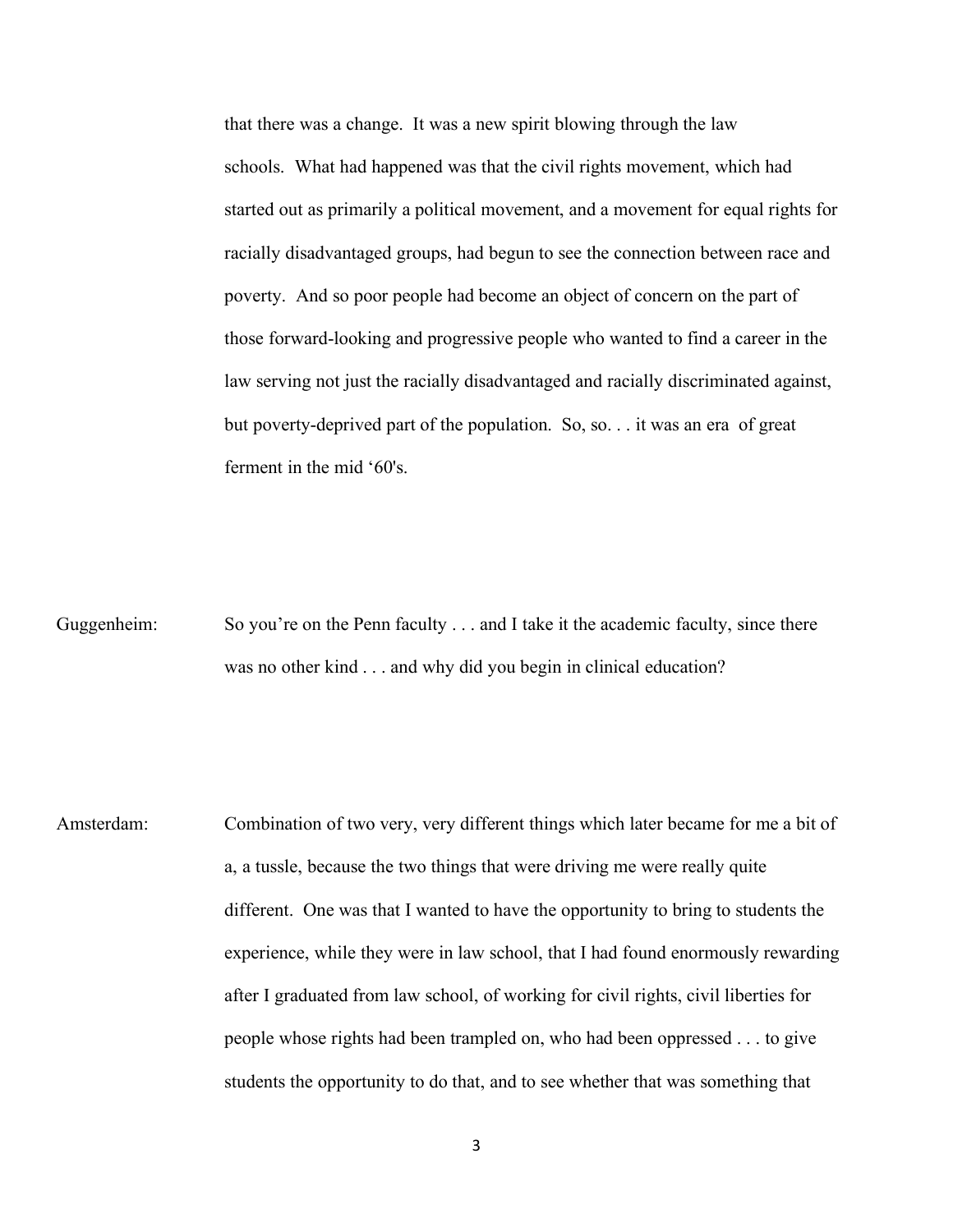that there was a change. It was a new spirit blowing through the law schools. What had happened was that the civil rights movement, which had started out as primarily a political movement, and a movement for equal rights for racially disadvantaged groups, had begun to see the connection between race and poverty. And so poor people had become an object of concern on the part of those forward-looking and progressive people who wanted to find a career in the law serving not just the racially disadvantaged and racially discriminated against, but poverty-deprived part of the population. So, so. . . it was an era of great ferment in the mid '60's.

Guggenheim: So you're on the Penn faculty . . . and I take it the academic faculty, since there was no other kind . . . and why did you begin in clinical education?

Amsterdam: Combination of two very, very different things which later became for me a bit of a, a tussle, because the two things that were driving me were really quite different. One was that I wanted to have the opportunity to bring to students the experience, while they were in law school, that I had found enormously rewarding after I graduated from law school, of working for civil rights, civil liberties for people whose rights had been trampled on, who had been oppressed . . . to give students the opportunity to do that, and to see whether that was something that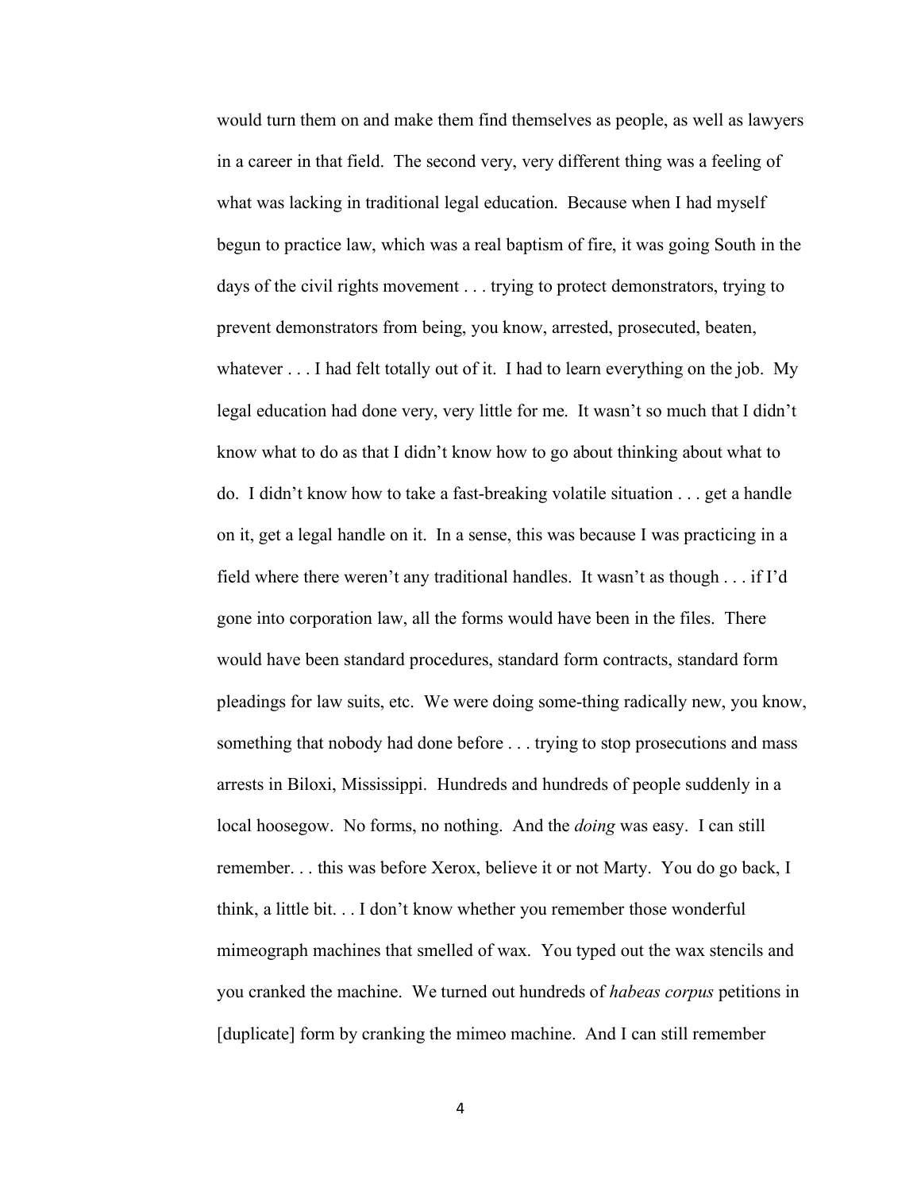would turn them on and make them find themselves as people, as well as lawyers in a career in that field. The second very, very different thing was a feeling of what was lacking in traditional legal education. Because when I had myself begun to practice law, which was a real baptism of fire, it was going South in the days of the civil rights movement . . . trying to protect demonstrators, trying to prevent demonstrators from being, you know, arrested, prosecuted, beaten, whatever . . . I had felt totally out of it. I had to learn everything on the job. My legal education had done very, very little for me. It wasn't so much that I didn't know what to do as that I didn't know how to go about thinking about what to do. I didn't know how to take a fast-breaking volatile situation . . . get a handle on it, get a legal handle on it. In a sense, this was because I was practicing in a field where there weren't any traditional handles. It wasn't as though . . . if I'd gone into corporation law, all the forms would have been in the files. There would have been standard procedures, standard form contracts, standard form pleadings for law suits, etc. We were doing some-thing radically new, you know, something that nobody had done before . . . trying to stop prosecutions and mass arrests in Biloxi, Mississippi. Hundreds and hundreds of people suddenly in a local hoosegow. No forms, no nothing. And the *doing* was easy. I can still remember. . . this was before Xerox, believe it or not Marty. You do go back, I think, a little bit. . . I don't know whether you remember those wonderful mimeograph machines that smelled of wax. You typed out the wax stencils and you cranked the machine. We turned out hundreds of *habeas corpus* petitions in [duplicate] form by cranking the mimeo machine. And I can still remember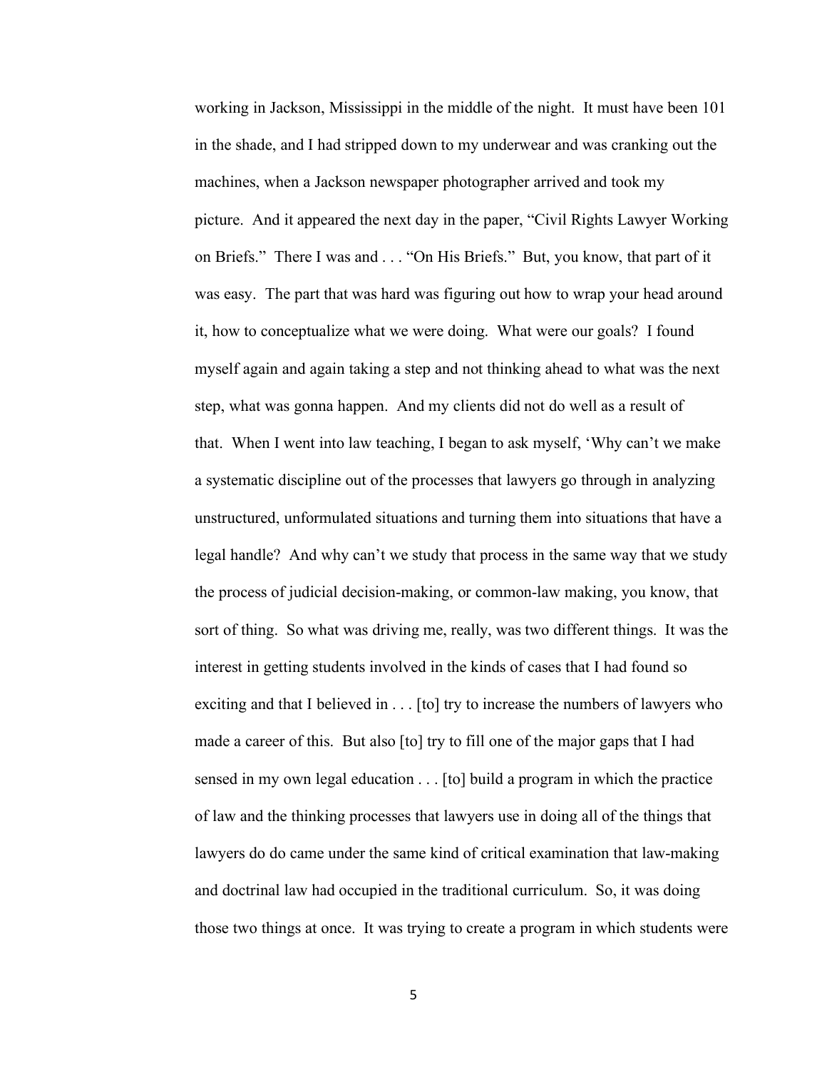working in Jackson, Mississippi in the middle of the night. It must have been 101 in the shade, and I had stripped down to my underwear and was cranking out the machines, when a Jackson newspaper photographer arrived and took my picture. And it appeared the next day in the paper, "Civil Rights Lawyer Working on Briefs." There I was and . . . "On His Briefs." But, you know, that part of it was easy. The part that was hard was figuring out how to wrap your head around it, how to conceptualize what we were doing. What were our goals? I found myself again and again taking a step and not thinking ahead to what was the next step, what was gonna happen. And my clients did not do well as a result of that. When I went into law teaching, I began to ask myself, 'Why can't we make a systematic discipline out of the processes that lawyers go through in analyzing unstructured, unformulated situations and turning them into situations that have a legal handle? And why can't we study that process in the same way that we study the process of judicial decision-making, or common-law making, you know, that sort of thing. So what was driving me, really, was two different things. It was the interest in getting students involved in the kinds of cases that I had found so exciting and that I believed in . . . [to] try to increase the numbers of lawyers who made a career of this. But also [to] try to fill one of the major gaps that I had sensed in my own legal education . . . [to] build a program in which the practice of law and the thinking processes that lawyers use in doing all of the things that lawyers do do came under the same kind of critical examination that law-making and doctrinal law had occupied in the traditional curriculum. So, it was doing those two things at once. It was trying to create a program in which students were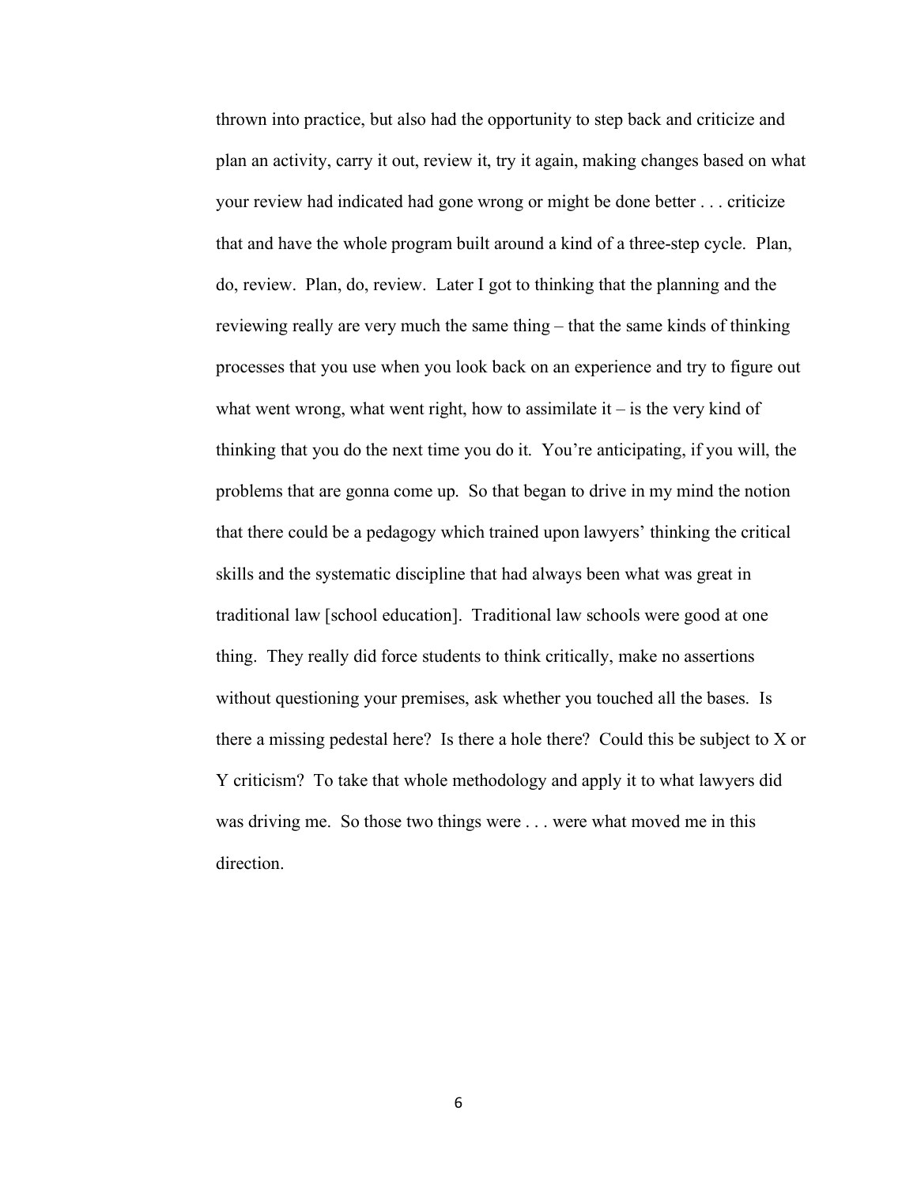thrown into practice, but also had the opportunity to step back and criticize and plan an activity, carry it out, review it, try it again, making changes based on what your review had indicated had gone wrong or might be done better . . . criticize that and have the whole program built around a kind of a three-step cycle. Plan, do, review. Plan, do, review. Later I got to thinking that the planning and the reviewing really are very much the same thing – that the same kinds of thinking processes that you use when you look back on an experience and try to figure out what went wrong, what went right, how to assimilate it – is the very kind of thinking that you do the next time you do it. You're anticipating, if you will, the problems that are gonna come up. So that began to drive in my mind the notion that there could be a pedagogy which trained upon lawyers' thinking the critical skills and the systematic discipline that had always been what was great in traditional law [school education]. Traditional law schools were good at one thing. They really did force students to think critically, make no assertions without questioning your premises, ask whether you touched all the bases. Is there a missing pedestal here? Is there a hole there? Could this be subject to X or Y criticism? To take that whole methodology and apply it to what lawyers did was driving me. So those two things were . . . were what moved me in this direction.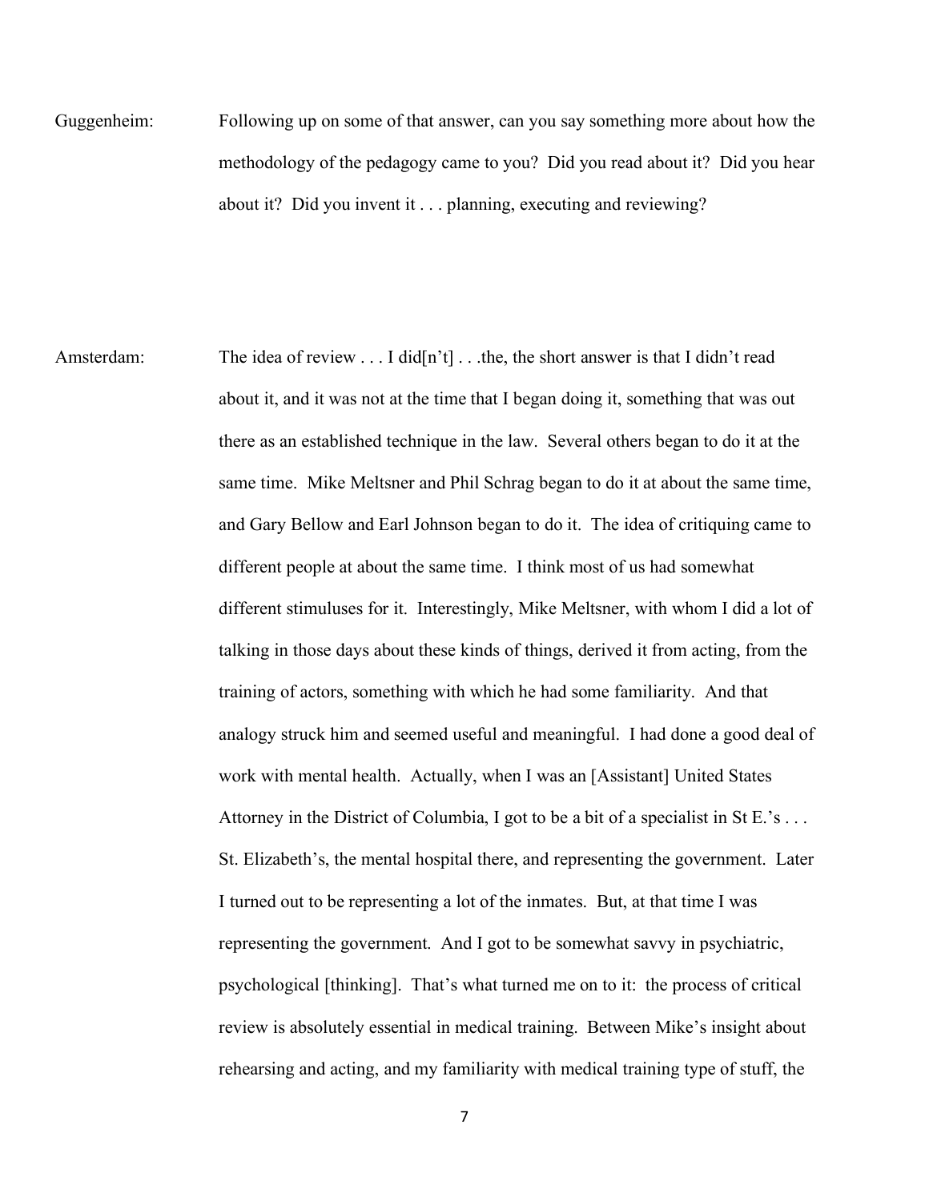Guggenheim: Following up on some of that answer, can you say something more about how the methodology of the pedagogy came to you? Did you read about it? Did you hear about it? Did you invent it . . . planning, executing and reviewing?

Amsterdam: The idea of review . . . I did[n't] . . .the, the short answer is that I didn't read about it, and it was not at the time that I began doing it, something that was out there as an established technique in the law. Several others began to do it at the same time. Mike Meltsner and Phil Schrag began to do it at about the same time, and Gary Bellow and Earl Johnson began to do it. The idea of critiquing came to different people at about the same time. I think most of us had somewhat different stimuluses for it. Interestingly, Mike Meltsner, with whom I did a lot of talking in those days about these kinds of things, derived it from acting, from the training of actors, something with which he had some familiarity. And that analogy struck him and seemed useful and meaningful. I had done a good deal of work with mental health. Actually, when I was an [Assistant] United States Attorney in the District of Columbia, I got to be a bit of a specialist in St E.'s . . . St. Elizabeth's, the mental hospital there, and representing the government. Later I turned out to be representing a lot of the inmates. But, at that time I was representing the government. And I got to be somewhat savvy in psychiatric, psychological [thinking]. That's what turned me on to it: the process of critical review is absolutely essential in medical training. Between Mike's insight about rehearsing and acting, and my familiarity with medical training type of stuff, the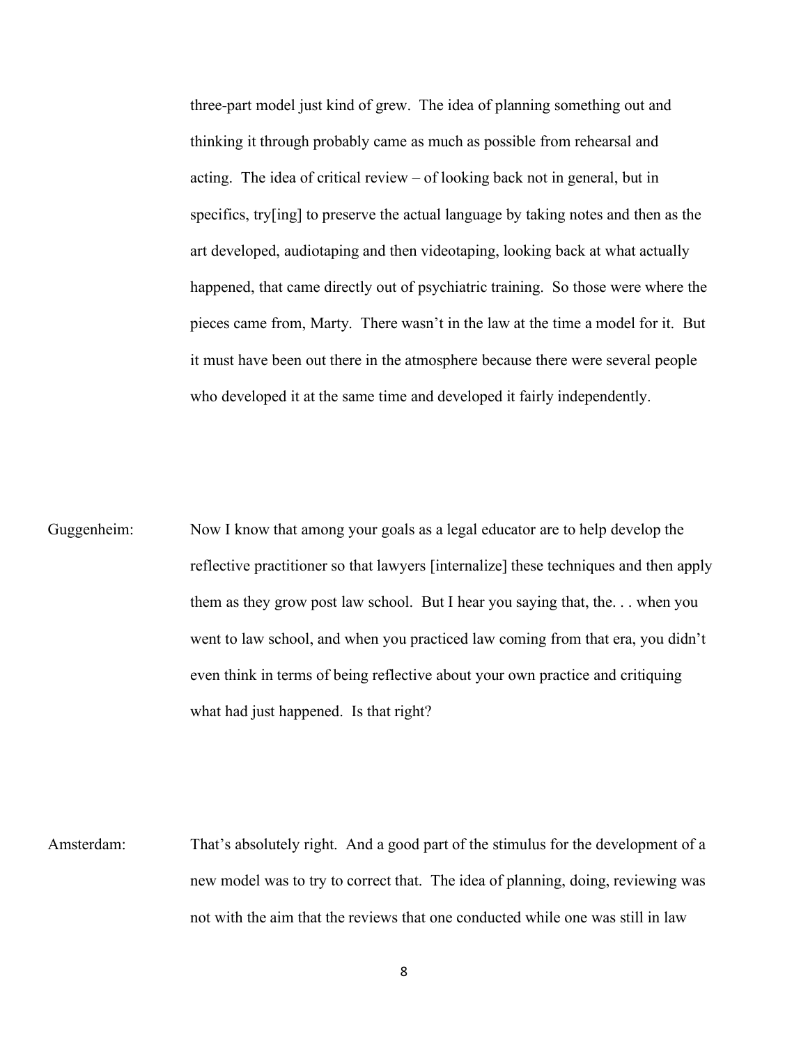three-part model just kind of grew. The idea of planning something out and thinking it through probably came as much as possible from rehearsal and acting. The idea of critical review – of looking back not in general, but in specifics, try[ing] to preserve the actual language by taking notes and then as the art developed, audiotaping and then videotaping, looking back at what actually happened, that came directly out of psychiatric training. So those were where the pieces came from, Marty. There wasn't in the law at the time a model for it. But it must have been out there in the atmosphere because there were several people who developed it at the same time and developed it fairly independently.

Guggenheim: Now I know that among your goals as a legal educator are to help develop the reflective practitioner so that lawyers [internalize] these techniques and then apply them as they grow post law school. But I hear you saying that, the. . . when you went to law school, and when you practiced law coming from that era, you didn't even think in terms of being reflective about your own practice and critiquing what had just happened. Is that right?

Amsterdam: That's absolutely right. And a good part of the stimulus for the development of a new model was to try to correct that. The idea of planning, doing, reviewing was not with the aim that the reviews that one conducted while one was still in law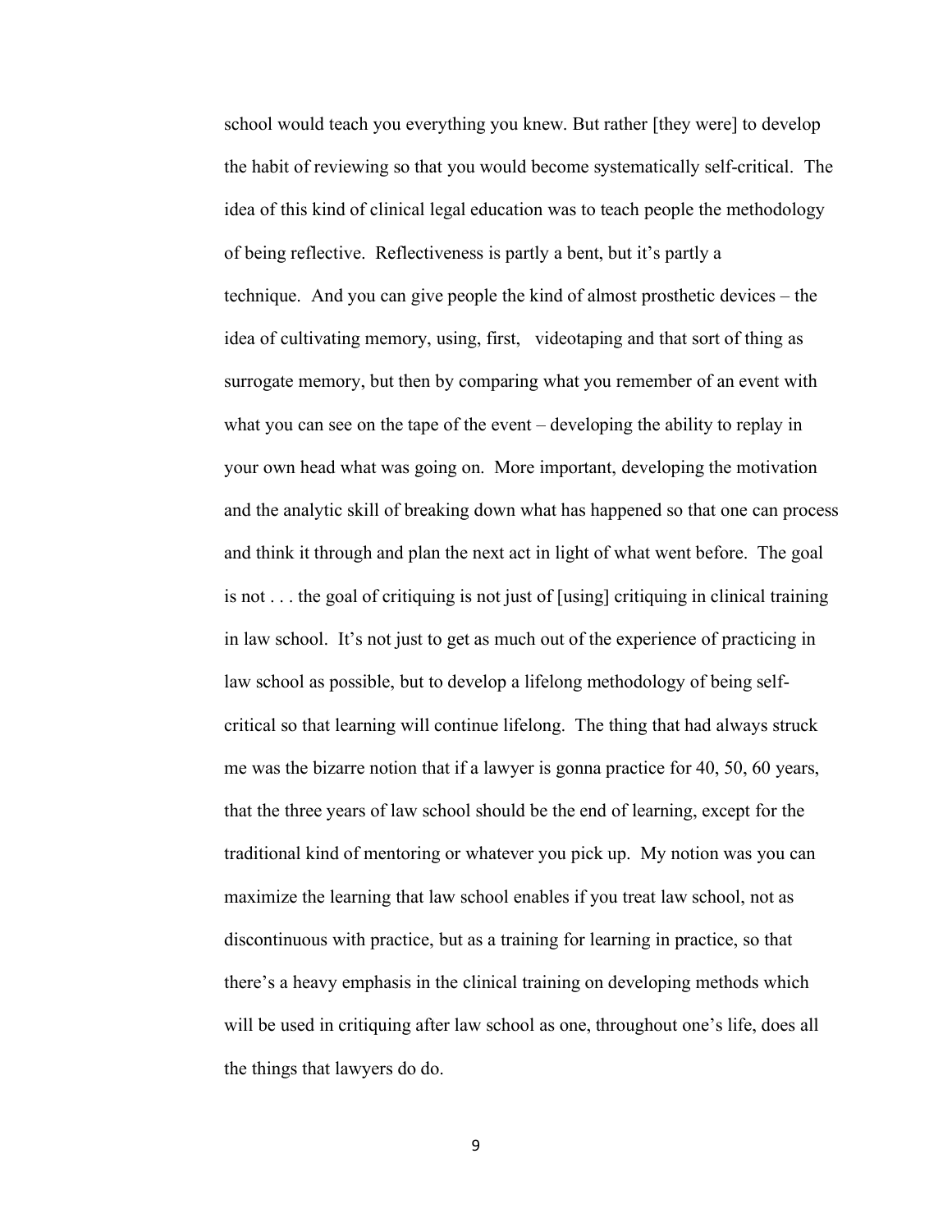school would teach you everything you knew. But rather [they were] to develop the habit of reviewing so that you would become systematically self-critical. The idea of this kind of clinical legal education was to teach people the methodology of being reflective. Reflectiveness is partly a bent, but it's partly a technique. And you can give people the kind of almost prosthetic devices – the idea of cultivating memory, using, first, videotaping and that sort of thing as surrogate memory, but then by comparing what you remember of an event with what you can see on the tape of the event – developing the ability to replay in your own head what was going on. More important, developing the motivation and the analytic skill of breaking down what has happened so that one can process and think it through and plan the next act in light of what went before. The goal is not . . . the goal of critiquing is not just of [using] critiquing in clinical training in law school. It's not just to get as much out of the experience of practicing in law school as possible, but to develop a lifelong methodology of being self-critical so that learning will continue lifelong. The thing that had always struck me was the bizarre notion that if a lawyer is gonna practice for 40, 50, 60 years, that the three years of law school should be the end of learning, except for the traditional kind of mentoring or whatever you pick up. My notion was you can maximize the learning that law school enables if you treat law school, not as discontinuous with practice, but as a training for learning in practice, so that there's a heavy emphasis in the clinical training on developing methods which will be used in critiquing after law school as one, throughout one's life, does all the things that lawyers do do.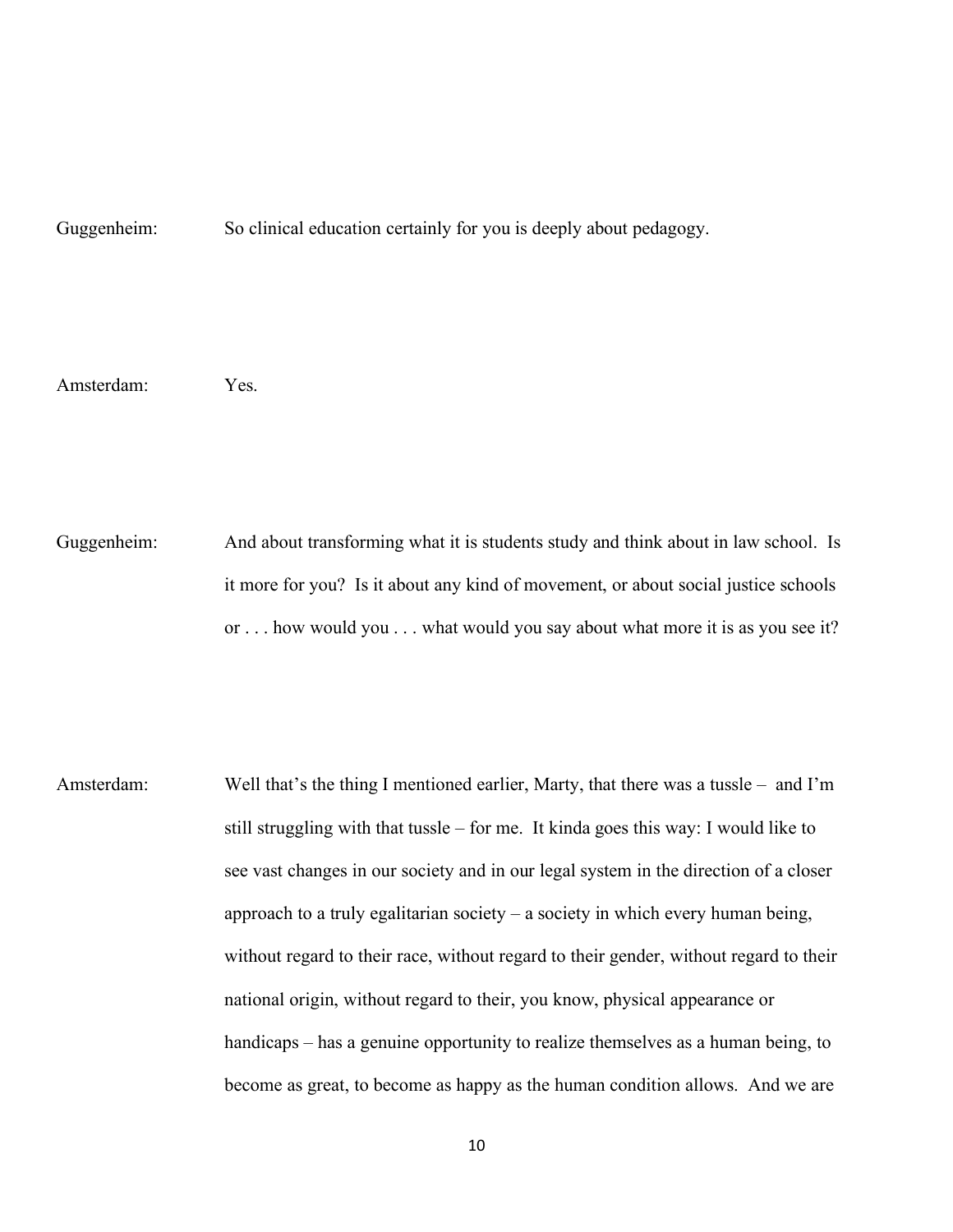Guggenheim: So clinical education certainly for you is deeply about pedagogy.

Amsterdam: Yes.

Guggenheim: And about transforming what it is students study and think about in law school. Is it more for you? Is it about any kind of movement, or about social justice schools or . . . how would you . . . what would you say about what more it is as you see it?

Amsterdam: Well that's the thing I mentioned earlier, Marty, that there was a tussle – and I'm still struggling with that tussle – for me. It kinda goes this way: I would like to see vast changes in our society and in our legal system in the direction of a closer approach to a truly egalitarian society – a society in which every human being, without regard to their race, without regard to their gender, without regard to their national origin, without regard to their, you know, physical appearance or handicaps – has a genuine opportunity to realize themselves as a human being, to become as great, to become as happy as the human condition allows. And we are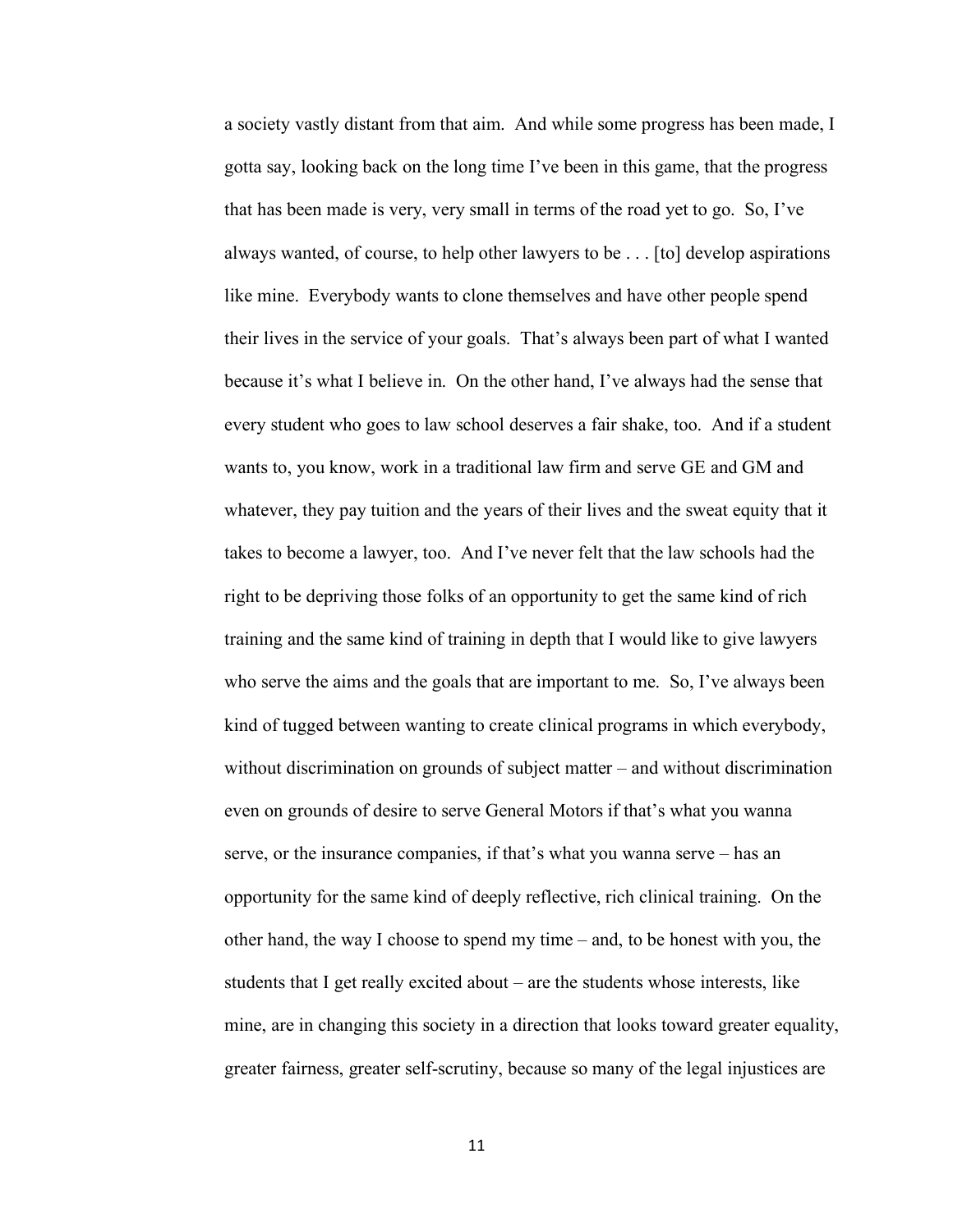a society vastly distant from that aim. And while some progress has been made, I gotta say, looking back on the long time I've been in this game, that the progress that has been made is very, very small in terms of the road yet to go. So, I've always wanted, of course, to help other lawyers to be . . . [to] develop aspirations like mine. Everybody wants to clone themselves and have other people spend their lives in the service of your goals. That's always been part of what I wanted because it's what I believe in. On the other hand, I've always had the sense that every student who goes to law school deserves a fair shake, too. And if a student wants to, you know, work in a traditional law firm and serve GE and GM and whatever, they pay tuition and the years of their lives and the sweat equity that it takes to become a lawyer, too. And I've never felt that the law schools had the right to be depriving those folks of an opportunity to get the same kind of rich training and the same kind of training in depth that I would like to give lawyers who serve the aims and the goals that are important to me. So, I've always been kind of tugged between wanting to create clinical programs in which everybody, without discrimination on grounds of subject matter – and without discrimination even on grounds of desire to serve General Motors if that's what you wanna serve, or the insurance companies, if that's what you wanna serve – has an opportunity for the same kind of deeply reflective, rich clinical training. On the other hand, the way I choose to spend my time – and, to be honest with you, the students that I get really excited about – are the students whose interests, like mine, are in changing this society in a direction that looks toward greater equality, greater fairness, greater self-scrutiny, because so many of the legal injustices are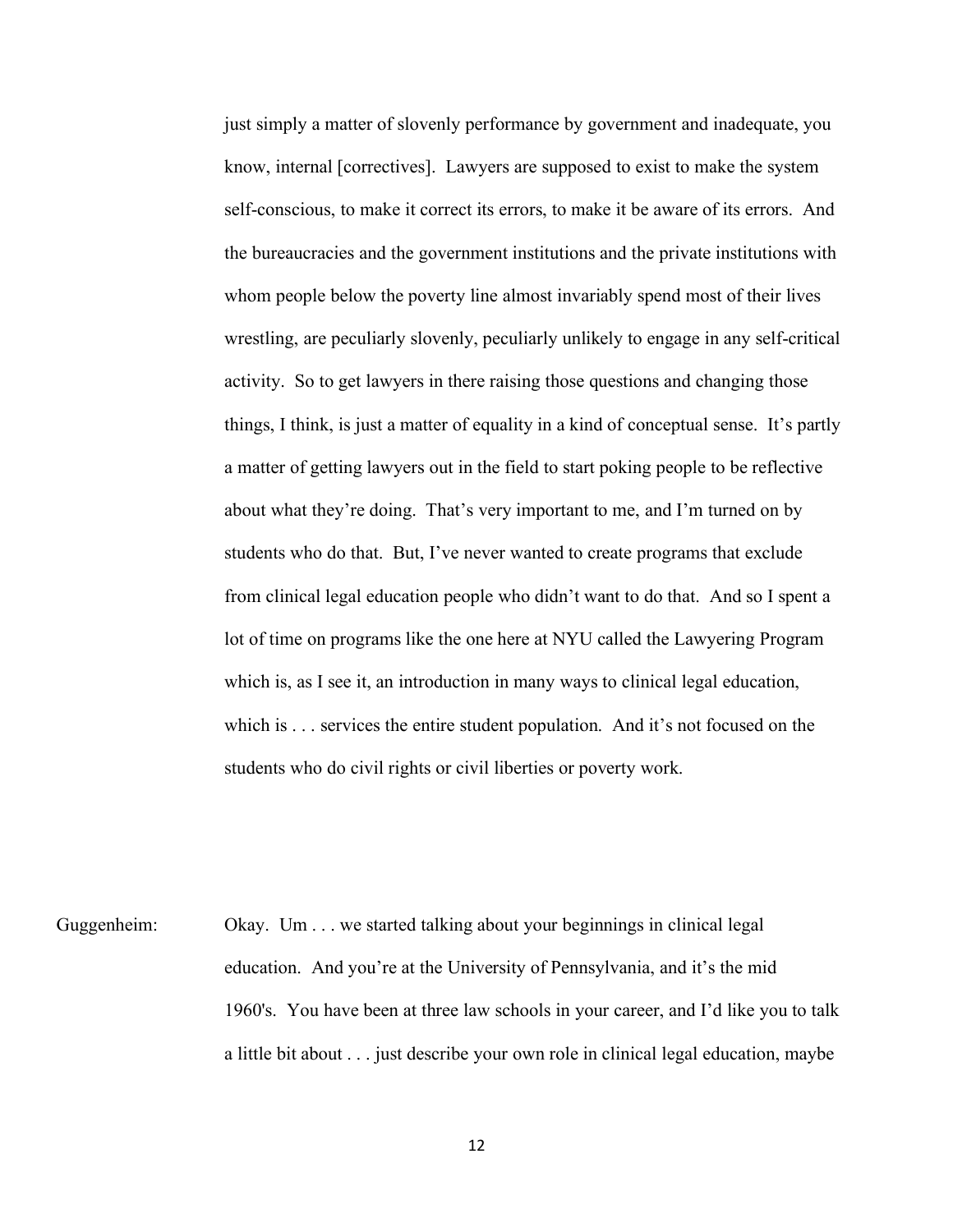just simply a matter of slovenly performance by government and inadequate, you know, internal [correctives]. Lawyers are supposed to exist to make the system self-conscious, to make it correct its errors, to make it be aware of its errors. And the bureaucracies and the government institutions and the private institutions with whom people below the poverty line almost invariably spend most of their lives wrestling, are peculiarly slovenly, peculiarly unlikely to engage in any self-critical activity. So to get lawyers in there raising those questions and changing those things, I think, is just a matter of equality in a kind of conceptual sense. It's partly a matter of getting lawyers out in the field to start poking people to be reflective about what they're doing. That's very important to me, and I'm turned on by students who do that. But, I've never wanted to create programs that exclude from clinical legal education people who didn't want to do that. And so I spent a lot of time on programs like the one here at NYU called the Lawyering Program which is, as I see it, an introduction in many ways to clinical legal education, which is . . . services the entire student population. And it's not focused on the students who do civil rights or civil liberties or poverty work.

Guggenheim: Okay. Um . . . we started talking about your beginnings in clinical legal education. And you're at the University of Pennsylvania, and it's the mid 1960's. You have been at three law schools in your career, and I'd like you to talk a little bit about . . . just describe your own role in clinical legal education, maybe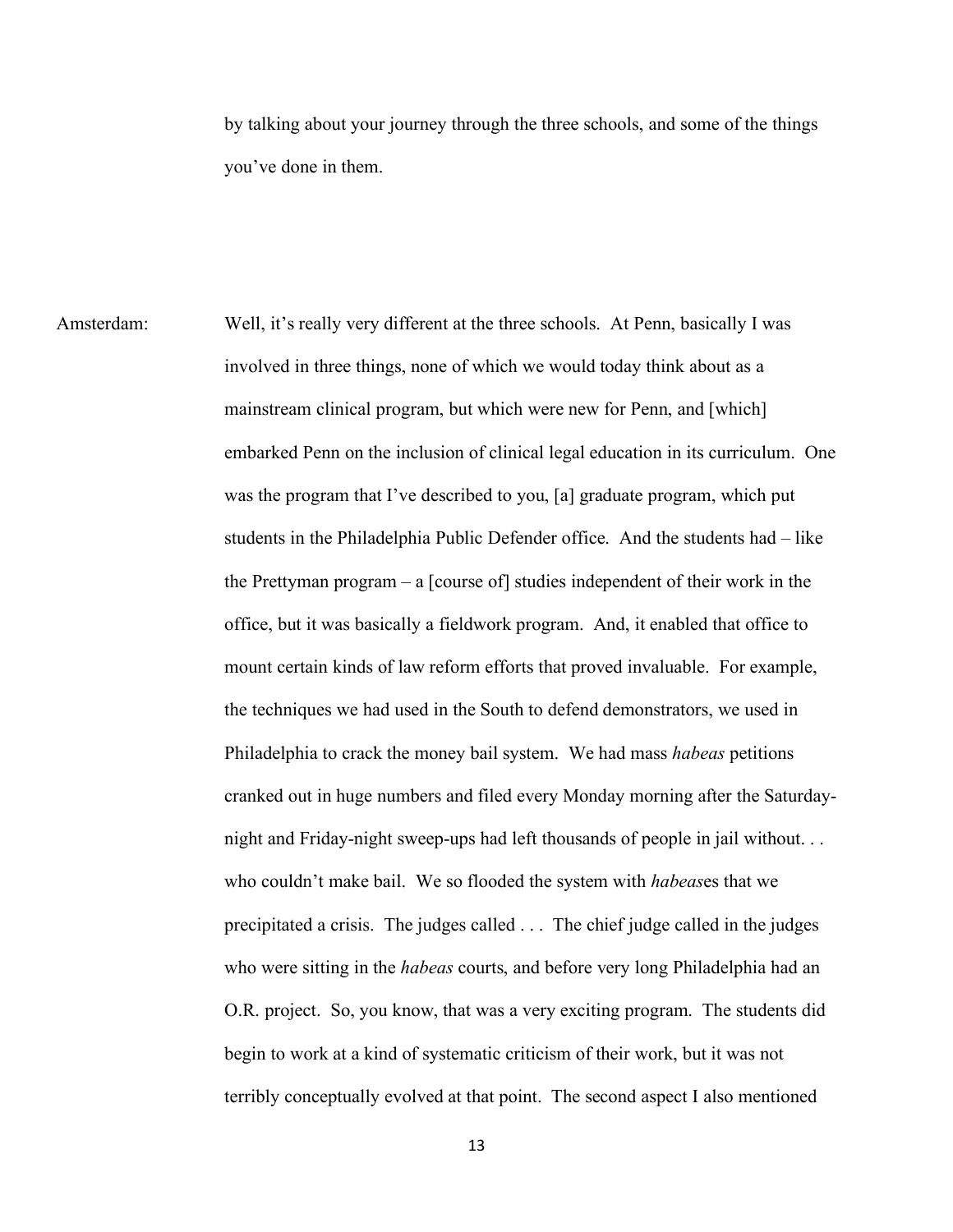by talking about your journey through the three schools, and some of the things you've done in them.

Amsterdam: Well, it's really very different at the three schools. At Penn, basically I was involved in three things, none of which we would today think about as a mainstream clinical program, but which were new for Penn, and [which] embarked Penn on the inclusion of clinical legal education in its curriculum. One was the program that I've described to you, [a] graduate program, which put students in the Philadelphia Public Defender office. And the students had – like the Prettyman program – a [course of] studies independent of their work in the office, but it was basically a fieldwork program. And, it enabled that office to mount certain kinds of law reform efforts that proved invaluable. For example, the techniques we had used in the South to defend demonstrators, we used in Philadelphia to crack the money bail system. We had mass *habeas* petitions cranked out in huge numbers and filed every Monday morning after the Saturday-night and Friday-night sweep-ups had left thousands of people in jail without. . . who couldn't make bail. We so flooded the system with *habeas*es that we precipitated a crisis. The judges called . . . The chief judge called in the judges who were sitting in the *habeas* courts, and before very long Philadelphia had an O.R. project. So, you know, that was a very exciting program. The students did begin to work at a kind of systematic criticism of their work, but it was not terribly conceptually evolved at that point. The second aspect I also mentioned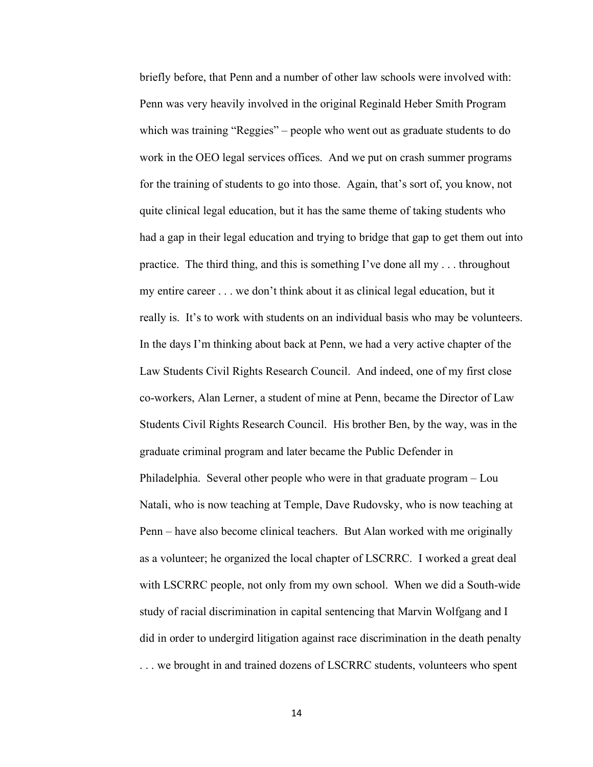briefly before, that Penn and a number of other law schools were involved with: Penn was very heavily involved in the original Reginald Heber Smith Program which was training "Reggies" – people who went out as graduate students to do work in the OEO legal services offices. And we put on crash summer programs for the training of students to go into those. Again, that's sort of, you know, not quite clinical legal education, but it has the same theme of taking students who had a gap in their legal education and trying to bridge that gap to get them out into practice. The third thing, and this is something I've done all my . . . throughout my entire career . . . we don't think about it as clinical legal education, but it really is. It's to work with students on an individual basis who may be volunteers. In the days I'm thinking about back at Penn, we had a very active chapter of the Law Students Civil Rights Research Council. And indeed, one of my first close co-workers, Alan Lerner, a student of mine at Penn, became the Director of Law Students Civil Rights Research Council. His brother Ben, by the way, was in the graduate criminal program and later became the Public Defender in Philadelphia. Several other people who were in that graduate program – Lou Natali, who is now teaching at Temple, Dave Rudovsky, who is now teaching at Penn – have also become clinical teachers. But Alan worked with me originally as a volunteer; he organized the local chapter of LSCRRC. I worked a great deal with LSCRRC people, not only from my own school. When we did a South-wide study of racial discrimination in capital sentencing that Marvin Wolfgang and I did in order to undergird litigation against race discrimination in the death penalty . . . we brought in and trained dozens of LSCRRC students, volunteers who spent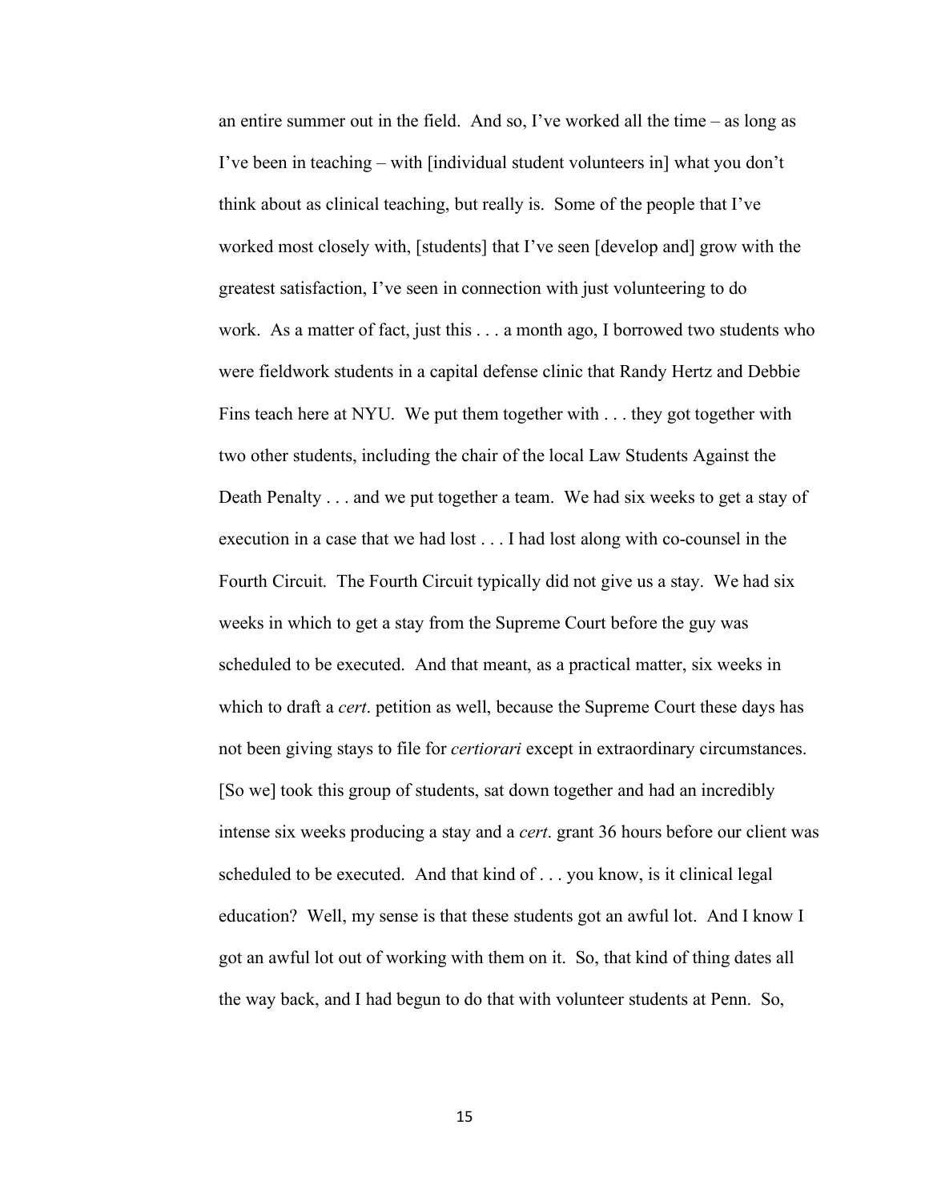an entire summer out in the field. And so, I've worked all the time – as long as I've been in teaching – with [individual student volunteers in] what you don't think about as clinical teaching, but really is. Some of the people that I've worked most closely with, [students] that I've seen [develop and] grow with the greatest satisfaction, I've seen in connection with just volunteering to do work. As a matter of fact, just this . . . a month ago, I borrowed two students who were fieldwork students in a capital defense clinic that Randy Hertz and Debbie Fins teach here at NYU. We put them together with . . . they got together with two other students, including the chair of the local Law Students Against the Death Penalty . . . and we put together a team. We had six weeks to get a stay of execution in a case that we had lost . . . I had lost along with co-counsel in the Fourth Circuit. The Fourth Circuit typically did not give us a stay. We had six weeks in which to get a stay from the Supreme Court before the guy was scheduled to be executed. And that meant, as a practical matter, six weeks in which to draft a *cert*. petition as well, because the Supreme Court these days has not been giving stays to file for *certiorari* except in extraordinary circumstances. [So we] took this group of students, sat down together and had an incredibly intense six weeks producing a stay and a *cert*. grant 36 hours before our client was scheduled to be executed. And that kind of . . . you know, is it clinical legal education? Well, my sense is that these students got an awful lot. And I know I got an awful lot out of working with them on it. So, that kind of thing dates all the way back, and I had begun to do that with volunteer students at Penn. So,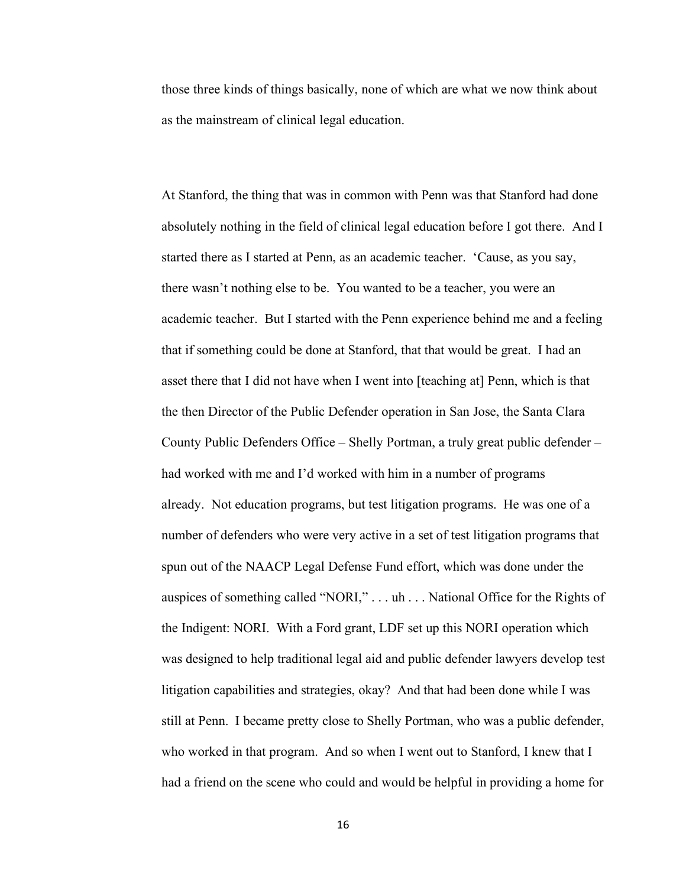those three kinds of things basically, none of which are what we now think about as the mainstream of clinical legal education.

At Stanford, the thing that was in common with Penn was that Stanford had done absolutely nothing in the field of clinical legal education before I got there. And I started there as I started at Penn, as an academic teacher. 'Cause, as you say, there wasn't nothing else to be. You wanted to be a teacher, you were an academic teacher. But I started with the Penn experience behind me and a feeling that if something could be done at Stanford, that that would be great. I had an asset there that I did not have when I went into [teaching at] Penn, which is that the then Director of the Public Defender operation in San Jose, the Santa Clara County Public Defenders Office – Shelly Portman, a truly great public defender – had worked with me and I'd worked with him in a number of programs already. Not education programs, but test litigation programs. He was one of a number of defenders who were very active in a set of test litigation programs that spun out of the NAACP Legal Defense Fund effort, which was done under the auspices of something called "NORI," . . . uh . . . National Office for the Rights of the Indigent: NORI. With a Ford grant, LDF set up this NORI operation which was designed to help traditional legal aid and public defender lawyers develop test litigation capabilities and strategies, okay? And that had been done while I was still at Penn. I became pretty close to Shelly Portman, who was a public defender, who worked in that program. And so when I went out to Stanford, I knew that I had a friend on the scene who could and would be helpful in providing a home for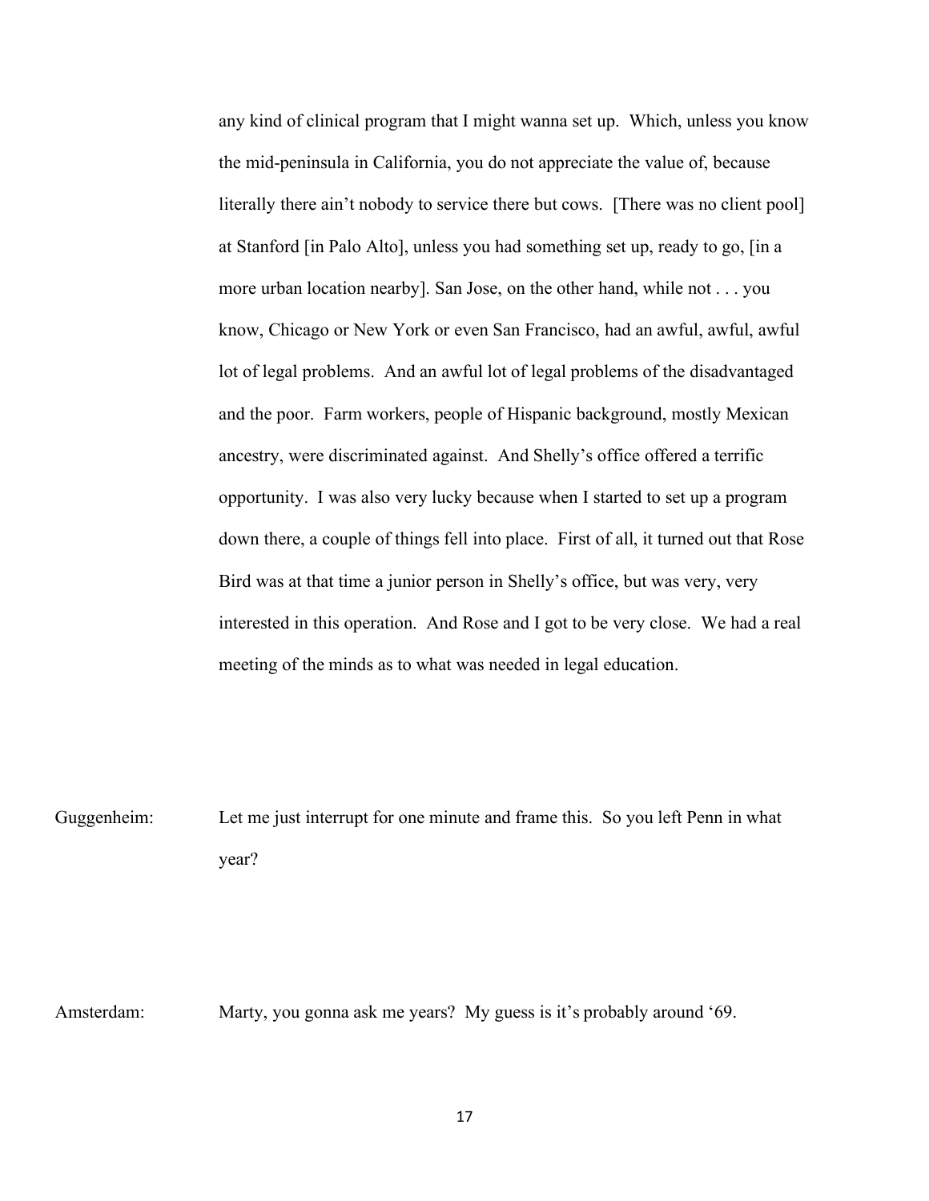any kind of clinical program that I might wanna set up. Which, unless you know the mid-peninsula in California, you do not appreciate the value of, because literally there ain't nobody to service there but cows. [There was no client pool] at Stanford [in Palo Alto], unless you had something set up, ready to go, [in a more urban location nearby]. San Jose, on the other hand, while not . . . you know, Chicago or New York or even San Francisco, had an awful, awful, awful lot of legal problems. And an awful lot of legal problems of the disadvantaged and the poor. Farm workers, people of Hispanic background, mostly Mexican ancestry, were discriminated against. And Shelly's office offered a terrific opportunity. I was also very lucky because when I started to set up a program down there, a couple of things fell into place. First of all, it turned out that Rose Bird was at that time a junior person in Shelly's office, but was very, very interested in this operation. And Rose and I got to be very close. We had a real meeting of the minds as to what was needed in legal education.

Guggenheim: Let me just interrupt for one minute and frame this. So you left Penn in what year?

Amsterdam: Marty, you gonna ask me years? My guess is it's probably around '69.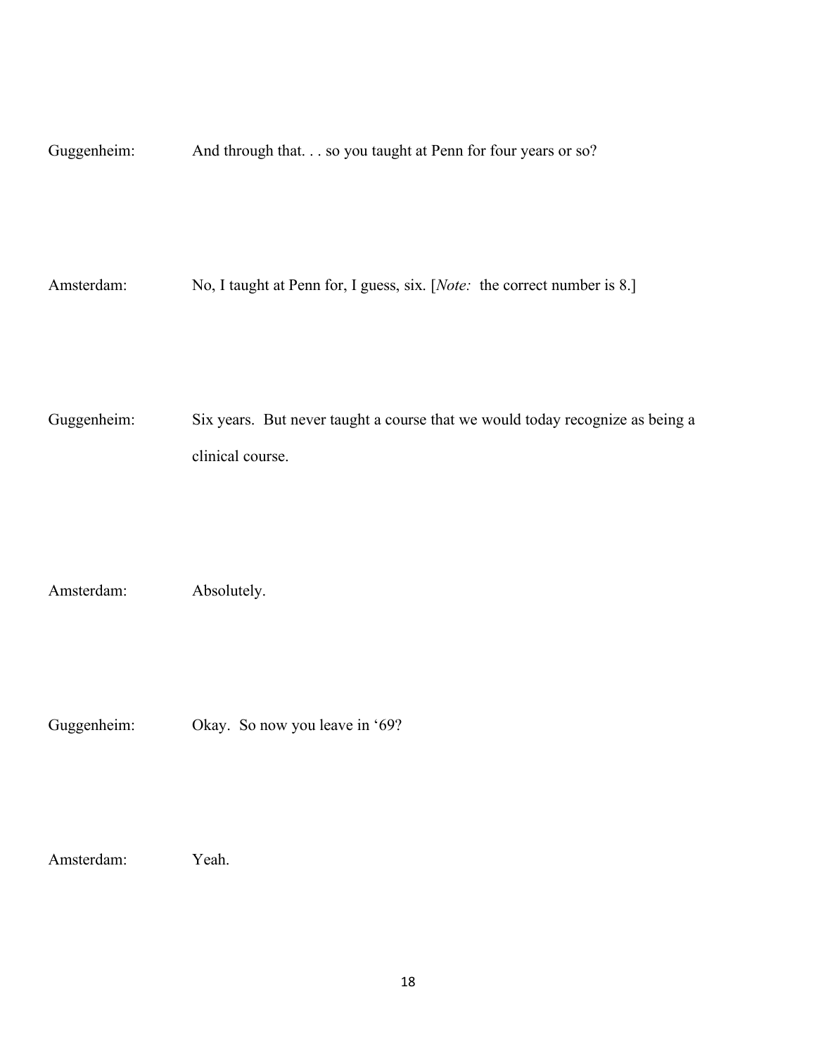Guggenheim: And through that. . . so you taught at Penn for four years or so?

Amsterdam: No, I taught at Penn for, I guess, six. [*Note:* the correct number is 8.]

Guggenheim: Six years. But never taught a course that we would today recognize as being a clinical course.

Amsterdam: Absolutely.

Guggenheim: Okay. So now you leave in '69?

Amsterdam: Yeah.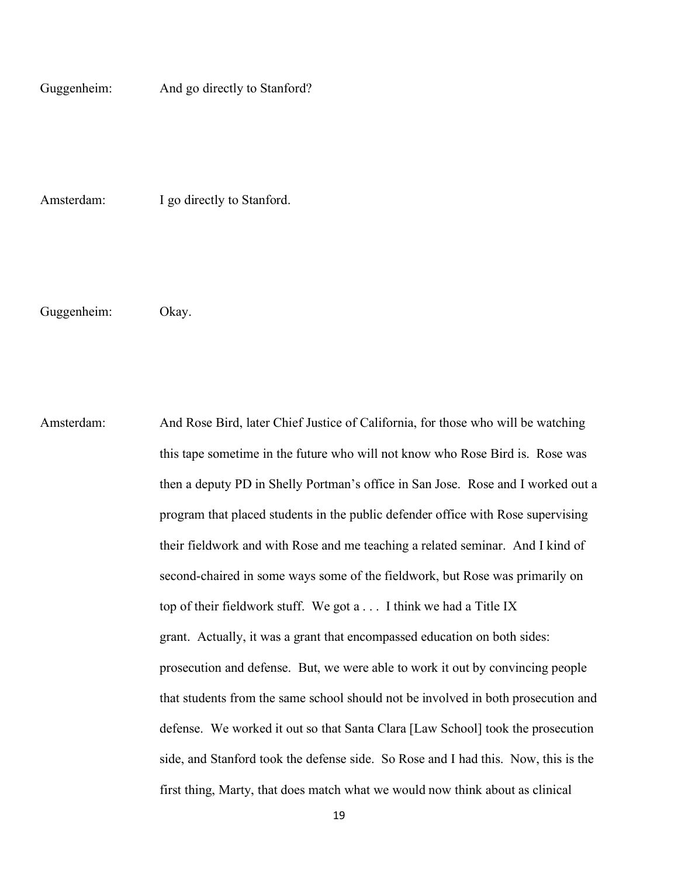Guggenheim: And go directly to Stanford?

Amsterdam: I go directly to Stanford.

Guggenheim: Okay.

Amsterdam: And Rose Bird, later Chief Justice of California, for those who will be watching this tape sometime in the future who will not know who Rose Bird is. Rose was then a deputy PD in Shelly Portman's office in San Jose. Rose and I worked out a program that placed students in the public defender office with Rose supervising their fieldwork and with Rose and me teaching a related seminar. And I kind of second-chaired in some ways some of the fieldwork, but Rose was primarily on top of their fieldwork stuff. We got a . . . I think we had a Title IX grant. Actually, it was a grant that encompassed education on both sides: prosecution and defense. But, we were able to work it out by convincing people that students from the same school should not be involved in both prosecution and defense. We worked it out so that Santa Clara [Law School] took the prosecution side, and Stanford took the defense side. So Rose and I had this. Now, this is the first thing, Marty, that does match what we would now think about as clinical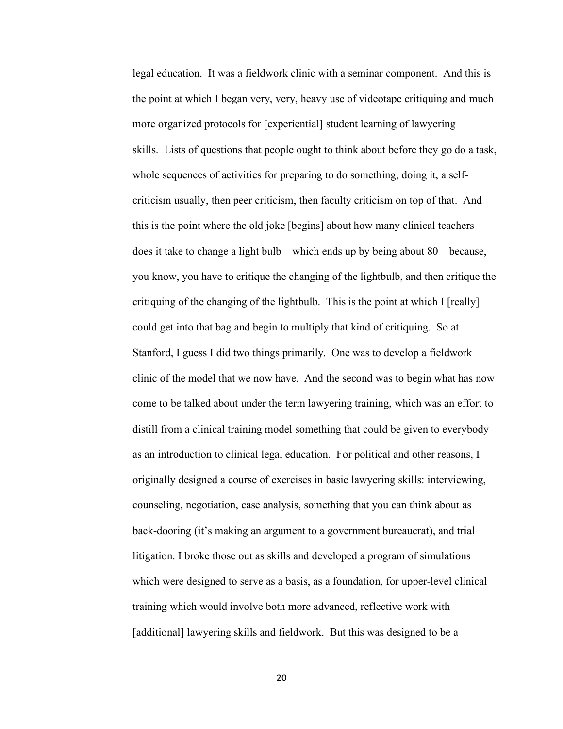legal education. It was a fieldwork clinic with a seminar component. And this is the point at which I began very, very, heavy use of videotape critiquing and much more organized protocols for [experiential] student learning of lawyering skills. Lists of questions that people ought to think about before they go do a task, whole sequences of activities for preparing to do something, doing it, a self-criticism usually, then peer criticism, then faculty criticism on top of that. And this is the point where the old joke [begins] about how many clinical teachers does it take to change a light bulb – which ends up by being about 80 – because, you know, you have to critique the changing of the lightbulb, and then critique the critiquing of the changing of the lightbulb. This is the point at which I [really] could get into that bag and begin to multiply that kind of critiquing. So at Stanford, I guess I did two things primarily. One was to develop a fieldwork clinic of the model that we now have. And the second was to begin what has now come to be talked about under the term lawyering training, which was an effort to distill from a clinical training model something that could be given to everybody as an introduction to clinical legal education. For political and other reasons, I originally designed a course of exercises in basic lawyering skills: interviewing, counseling, negotiation, case analysis, something that you can think about as back-dooring (it's making an argument to a government bureaucrat), and trial litigation. I broke those out as skills and developed a program of simulations which were designed to serve as a basis, as a foundation, for upper-level clinical training which would involve both more advanced, reflective work with [additional] lawyering skills and fieldwork. But this was designed to be a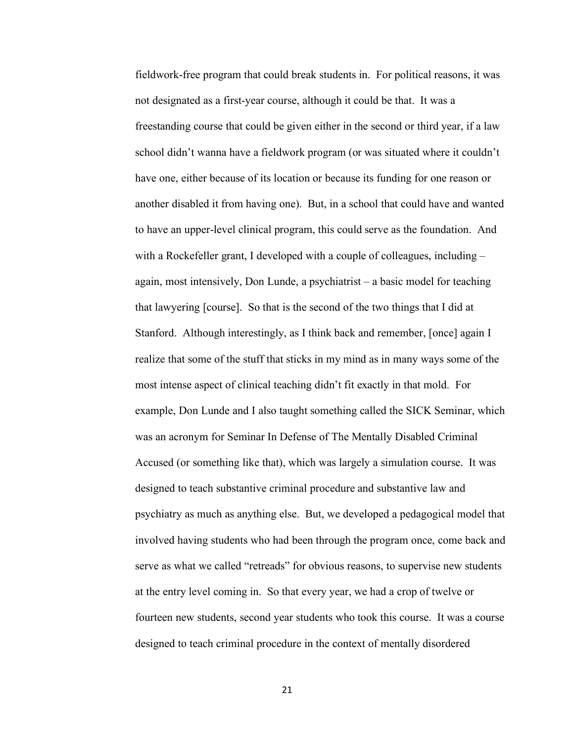fieldwork-free program that could break students in. For political reasons, it was not designated as a first-year course, although it could be that. It was a freestanding course that could be given either in the second or third year, if a law school didn't wanna have a fieldwork program (or was situated where it couldn't have one, either because of its location or because its funding for one reason or another disabled it from having one). But, in a school that could have and wanted to have an upper-level clinical program, this could serve as the foundation. And with a Rockefeller grant, I developed with a couple of colleagues, including – again, most intensively, Don Lunde, a psychiatrist – a basic model for teaching that lawyering [course]. So that is the second of the two things that I did at Stanford. Although interestingly, as I think back and remember, [once] again I realize that some of the stuff that sticks in my mind as in many ways some of the most intense aspect of clinical teaching didn't fit exactly in that mold. For example, Don Lunde and I also taught something called the SICK Seminar, which was an acronym for Seminar In Defense of The Mentally Disabled Criminal Accused (or something like that), which was largely a simulation course. It was designed to teach substantive criminal procedure and substantive law and psychiatry as much as anything else. But, we developed a pedagogical model that involved having students who had been through the program once, come back and serve as what we called "retreads" for obvious reasons, to supervise new students at the entry level coming in. So that every year, we had a crop of twelve or fourteen new students, second year students who took this course. It was a course designed to teach criminal procedure in the context of mentally disordered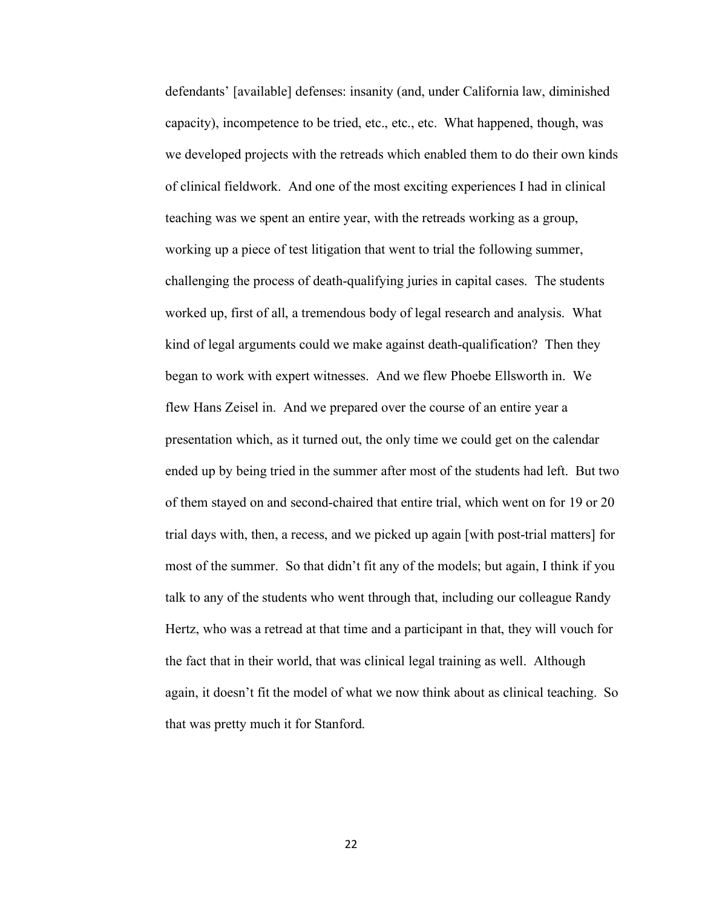defendants' [available] defenses: insanity (and, under California law, diminished capacity), incompetence to be tried, etc., etc., etc. What happened, though, was we developed projects with the retreads which enabled them to do their own kinds of clinical fieldwork. And one of the most exciting experiences I had in clinical teaching was we spent an entire year, with the retreads working as a group, working up a piece of test litigation that went to trial the following summer, challenging the process of death-qualifying juries in capital cases. The students worked up, first of all, a tremendous body of legal research and analysis. What kind of legal arguments could we make against death-qualification? Then they began to work with expert witnesses. And we flew Phoebe Ellsworth in. We flew Hans Zeisel in. And we prepared over the course of an entire year a presentation which, as it turned out, the only time we could get on the calendar ended up by being tried in the summer after most of the students had left. But two of them stayed on and second-chaired that entire trial, which went on for 19 or 20 trial days with, then, a recess, and we picked up again [with post-trial matters] for most of the summer. So that didn't fit any of the models; but again, I think if you talk to any of the students who went through that, including our colleague Randy Hertz, who was a retread at that time and a participant in that, they will vouch for the fact that in their world, that was clinical legal training as well. Although again, it doesn't fit the model of what we now think about as clinical teaching. So that was pretty much it for Stanford.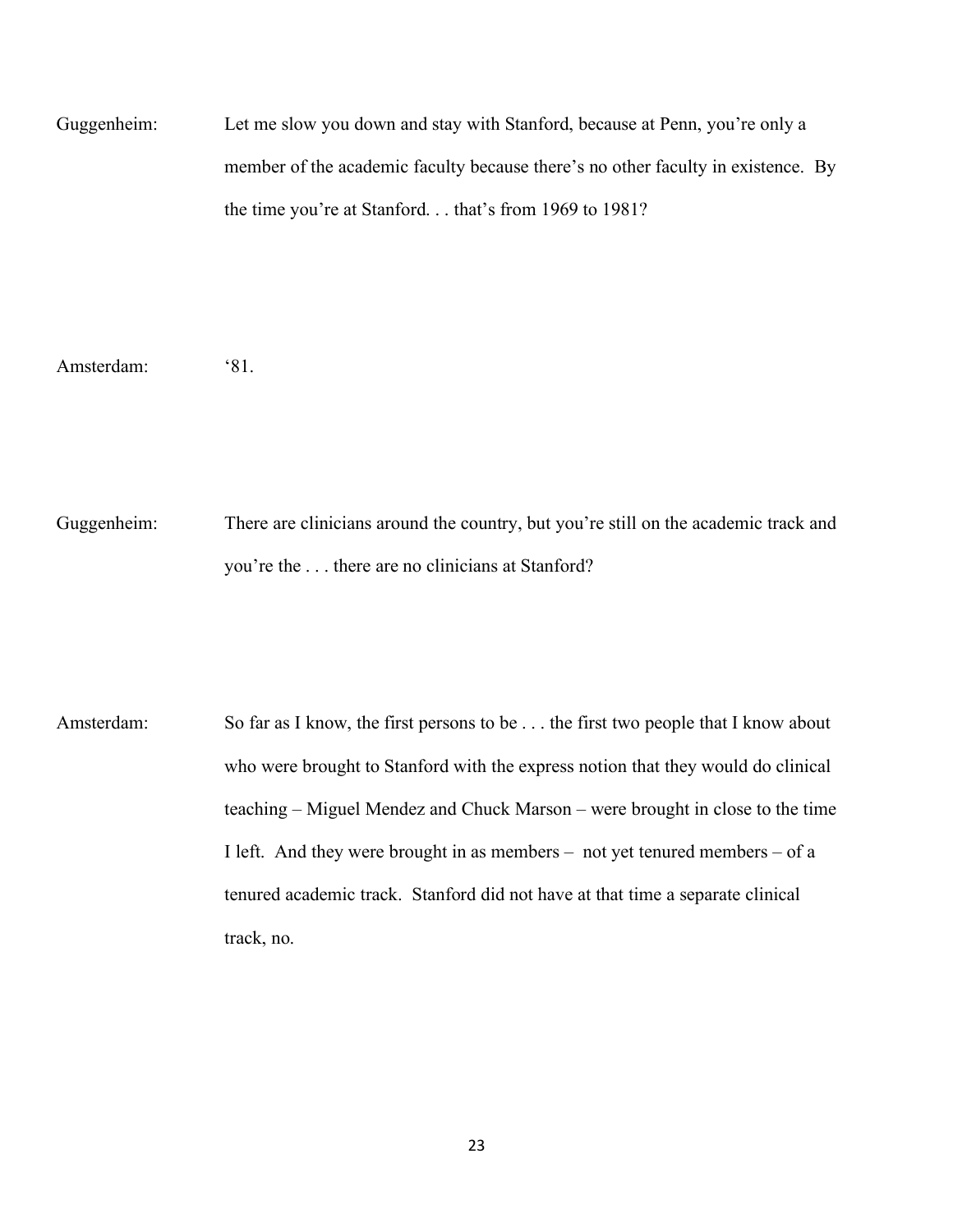Guggenheim: Let me slow you down and stay with Stanford, because at Penn, you're only a member of the academic faculty because there's no other faculty in existence. By the time you're at Stanford. . . that's from 1969 to 1981?

Amsterdam: '81.

Guggenheim: There are clinicians around the country, but you're still on the academic track and you're the . . . there are no clinicians at Stanford?

Amsterdam: So far as I know, the first persons to be . . . the first two people that I know about who were brought to Stanford with the express notion that they would do clinical teaching – Miguel Mendez and Chuck Marson – were brought in close to the time I left. And they were brought in as members – not yet tenured members – of a tenured academic track. Stanford did not have at that time a separate clinical track, no.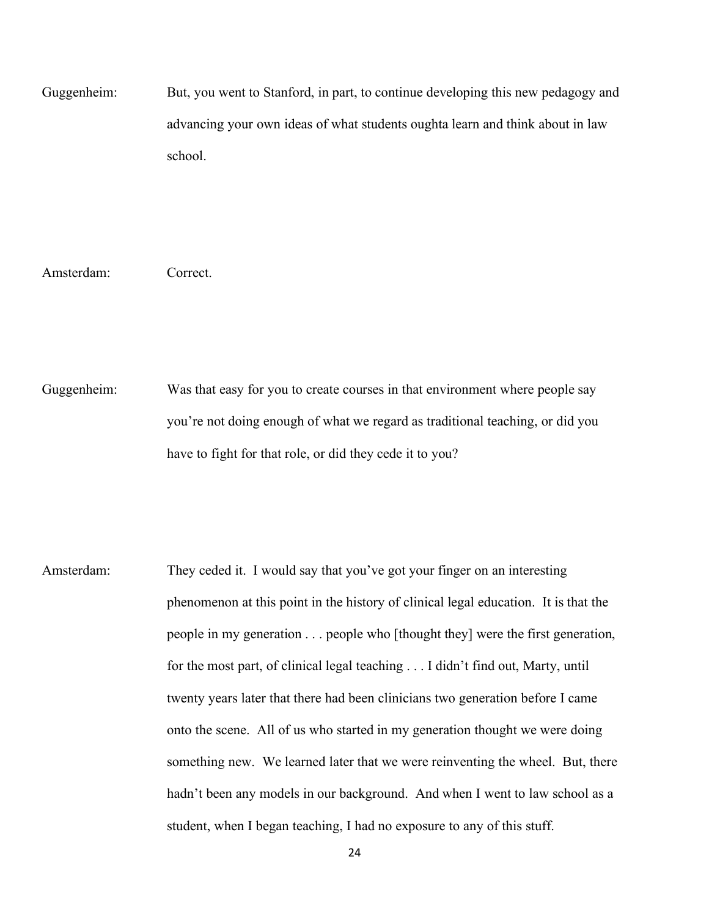Guggenheim: But, you went to Stanford, in part, to continue developing this new pedagogy and advancing your own ideas of what students oughta learn and think about in law school.

Amsterdam: Correct.

Guggenheim: Was that easy for you to create courses in that environment where people say you're not doing enough of what we regard as traditional teaching, or did you have to fight for that role, or did they cede it to you?

Amsterdam: They ceded it. I would say that you've got your finger on an interesting phenomenon at this point in the history of clinical legal education. It is that the people in my generation . . . people who [thought they] were the first generation, for the most part, of clinical legal teaching . . . I didn't find out, Marty, until twenty years later that there had been clinicians two generation before I came onto the scene. All of us who started in my generation thought we were doing something new. We learned later that we were reinventing the wheel. But, there hadn't been any models in our background. And when I went to law school as a student, when I began teaching, I had no exposure to any of this stuff.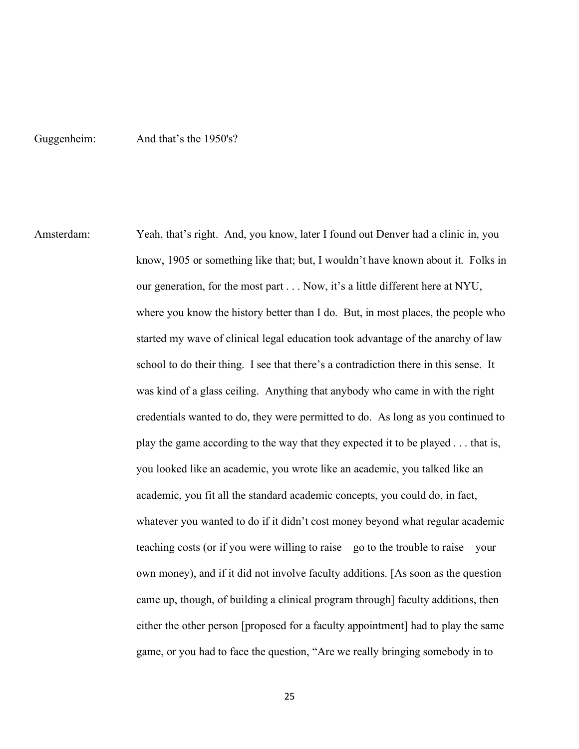Guggenheim: And that's the 1950's?

Amsterdam: Yeah, that's right. And, you know, later I found out Denver had a clinic in, you know, 1905 or something like that; but, I wouldn't have known about it. Folks in our generation, for the most part . . . Now, it's a little different here at NYU, where you know the history better than I do. But, in most places, the people who started my wave of clinical legal education took advantage of the anarchy of law school to do their thing. I see that there's a contradiction there in this sense. It was kind of a glass ceiling. Anything that anybody who came in with the right credentials wanted to do, they were permitted to do. As long as you continued to play the game according to the way that they expected it to be played . . . that is, you looked like an academic, you wrote like an academic, you talked like an academic, you fit all the standard academic concepts, you could do, in fact, whatever you wanted to do if it didn't cost money beyond what regular academic teaching costs (or if you were willing to raise – go to the trouble to raise – your own money), and if it did not involve faculty additions. [As soon as the question came up, though, of building a clinical program through] faculty additions, then either the other person [proposed for a faculty appointment] had to play the same game, or you had to face the question, "Are we really bringing somebody in to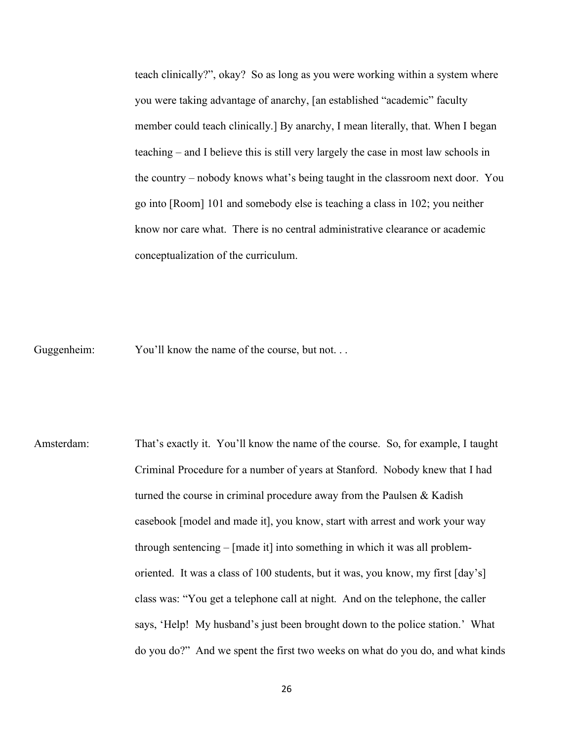teach clinically?", okay? So as long as you were working within a system where you were taking advantage of anarchy, [an established "academic" faculty member could teach clinically.] By anarchy, I mean literally, that. When I began teaching – and I believe this is still very largely the case in most law schools in the country – nobody knows what's being taught in the classroom next door. You go into [Room] 101 and somebody else is teaching a class in 102; you neither know nor care what. There is no central administrative clearance or academic conceptualization of the curriculum.

Guggenheim: You'll know the name of the course, but not. . .

Amsterdam: That's exactly it. You'll know the name of the course. So, for example, I taught Criminal Procedure for a number of years at Stanford. Nobody knew that I had turned the course in criminal procedure away from the Paulsen & Kadish casebook [model and made it], you know, start with arrest and work your way through sentencing – [made it] into something in which it was all problem-oriented. It was a class of 100 students, but it was, you know, my first [day's] class was: "You get a telephone call at night. And on the telephone, the caller says, 'Help! My husband's just been brought down to the police station.' What do you do?" And we spent the first two weeks on what do you do, and what kinds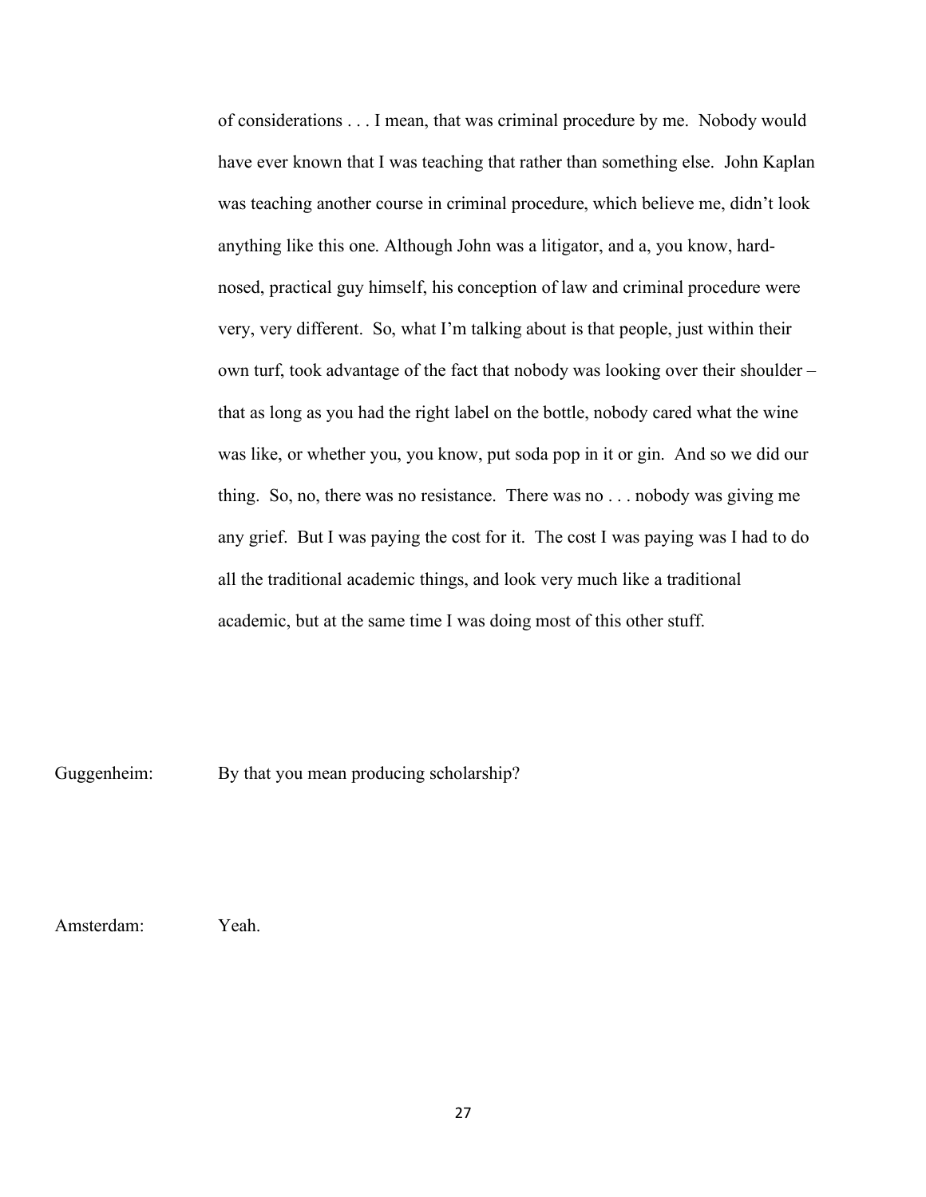of considerations . . . I mean, that was criminal procedure by me. Nobody would have ever known that I was teaching that rather than something else. John Kaplan was teaching another course in criminal procedure, which believe me, didn't look anything like this one. Although John was a litigator, and a, you know, hard-nosed, practical guy himself, his conception of law and criminal procedure were very, very different. So, what I'm talking about is that people, just within their own turf, took advantage of the fact that nobody was looking over their shoulder – that as long as you had the right label on the bottle, nobody cared what the wine was like, or whether you, you know, put soda pop in it or gin. And so we did our thing. So, no, there was no resistance. There was no . . . nobody was giving me any grief. But I was paying the cost for it. The cost I was paying was I had to do all the traditional academic things, and look very much like a traditional academic, but at the same time I was doing most of this other stuff.

Guggenheim: By that you mean producing scholarship?

Amsterdam: Yeah.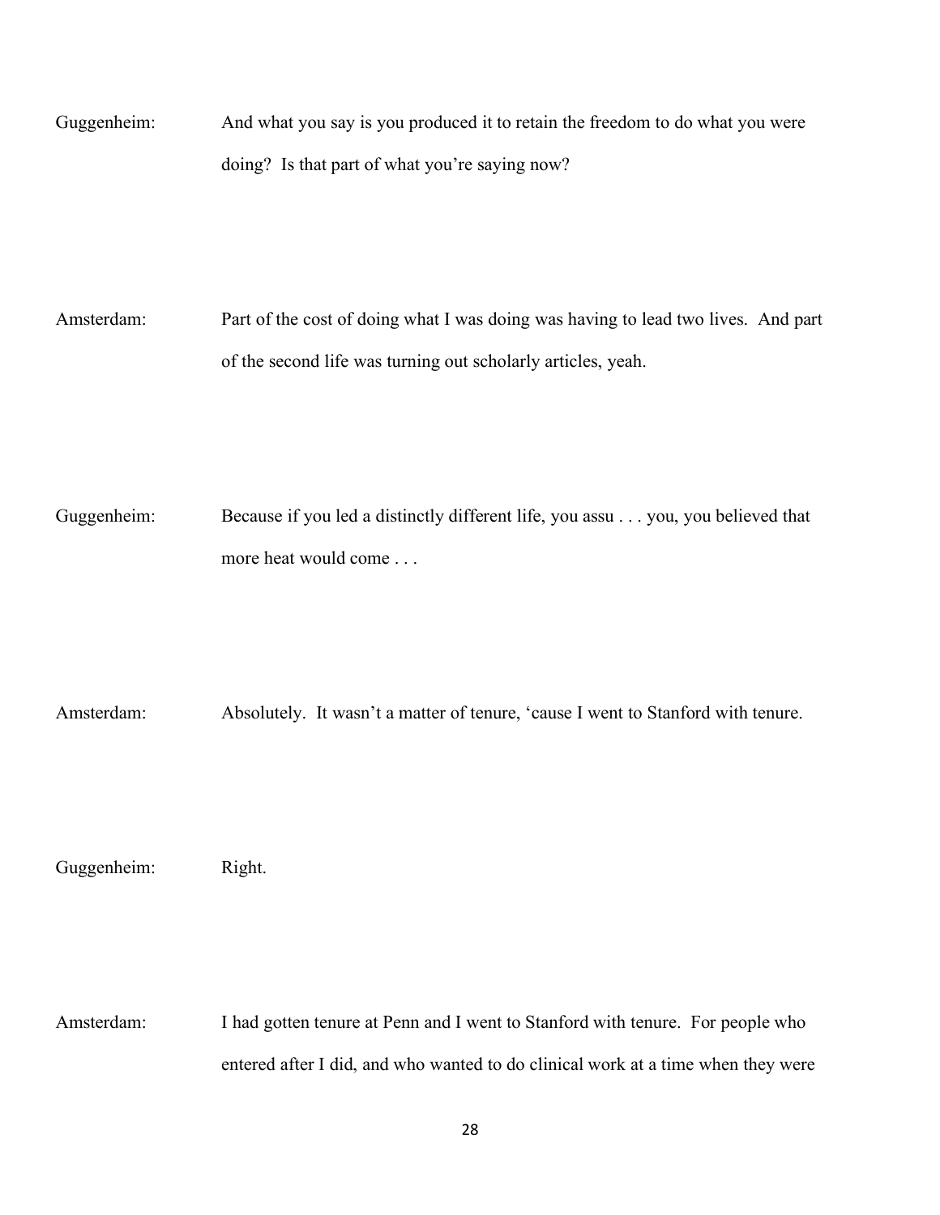Guggenheim: And what you say is you produced it to retain the freedom to do what you were doing? Is that part of what you're saying now?

Amsterdam: Part of the cost of doing what I was doing was having to lead two lives. And part of the second life was turning out scholarly articles, yeah.

Guggenheim: Because if you led a distinctly different life, you assu . . . you, you believed that more heat would come . . .

Amsterdam: Absolutely. It wasn't a matter of tenure, 'cause I went to Stanford with tenure.

Guggenheim: Right.

Amsterdam: I had gotten tenure at Penn and I went to Stanford with tenure. For people who entered after I did, and who wanted to do clinical work at a time when they were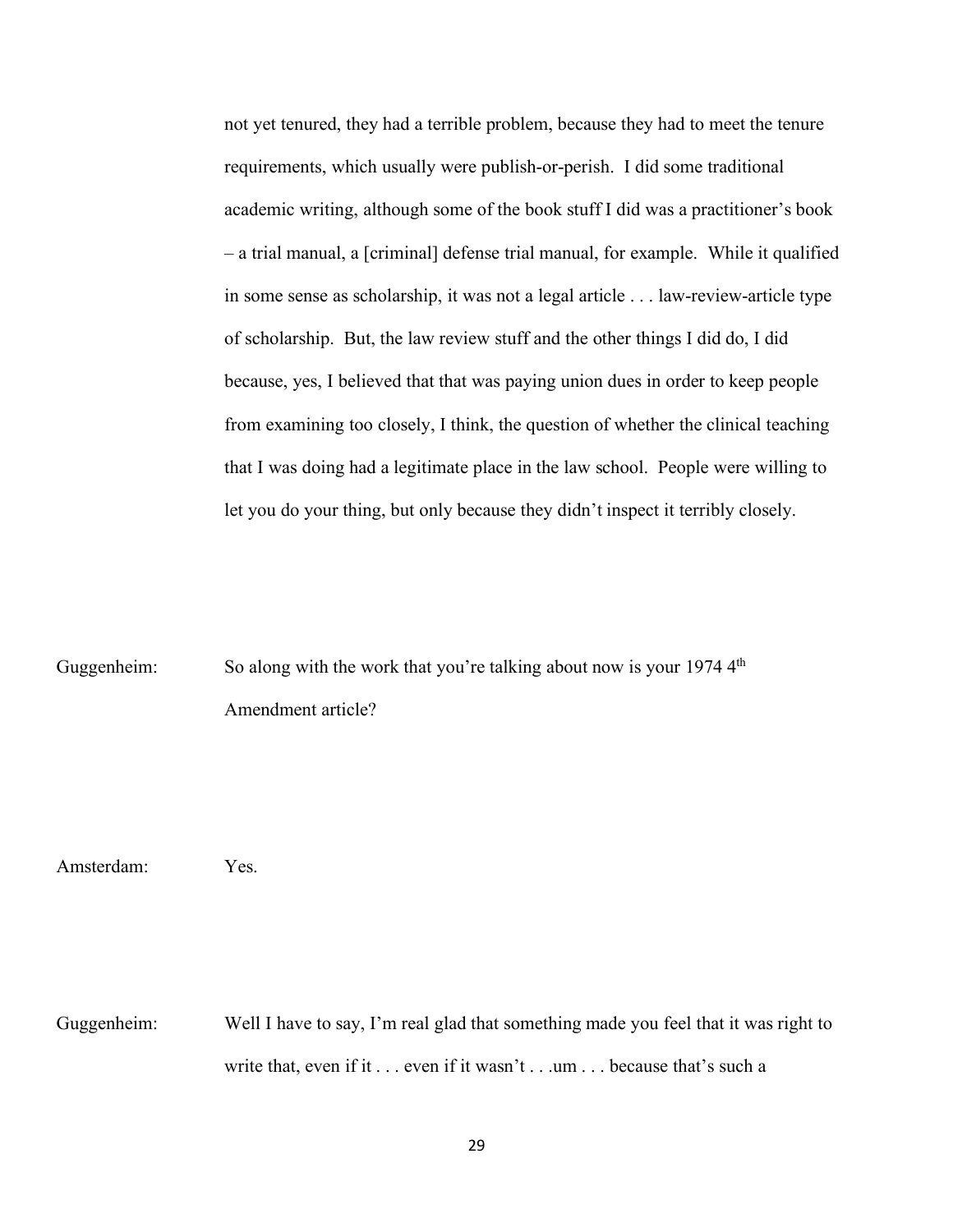not yet tenured, they had a terrible problem, because they had to meet the tenure requirements, which usually were publish-or-perish. I did some traditional academic writing, although some of the book stuff I did was a practitioner's book – a trial manual, a [criminal] defense trial manual, for example. While it qualified in some sense as scholarship, it was not a legal article . . . law-review-article type of scholarship. But, the law review stuff and the other things I did do, I did because, yes, I believed that that was paying union dues in order to keep people from examining too closely, I think, the question of whether the clinical teaching that I was doing had a legitimate place in the law school. People were willing to let you do your thing, but only because they didn't inspect it terribly closely.

Guggenheim: So along with the work that you're talking about now is your 1974 4th Amendment article?

Amsterdam: Yes.

Guggenheim: Well I have to say, I'm real glad that something made you feel that it was right to write that, even if it . . . even if it wasn't . . .um . . . because that's such a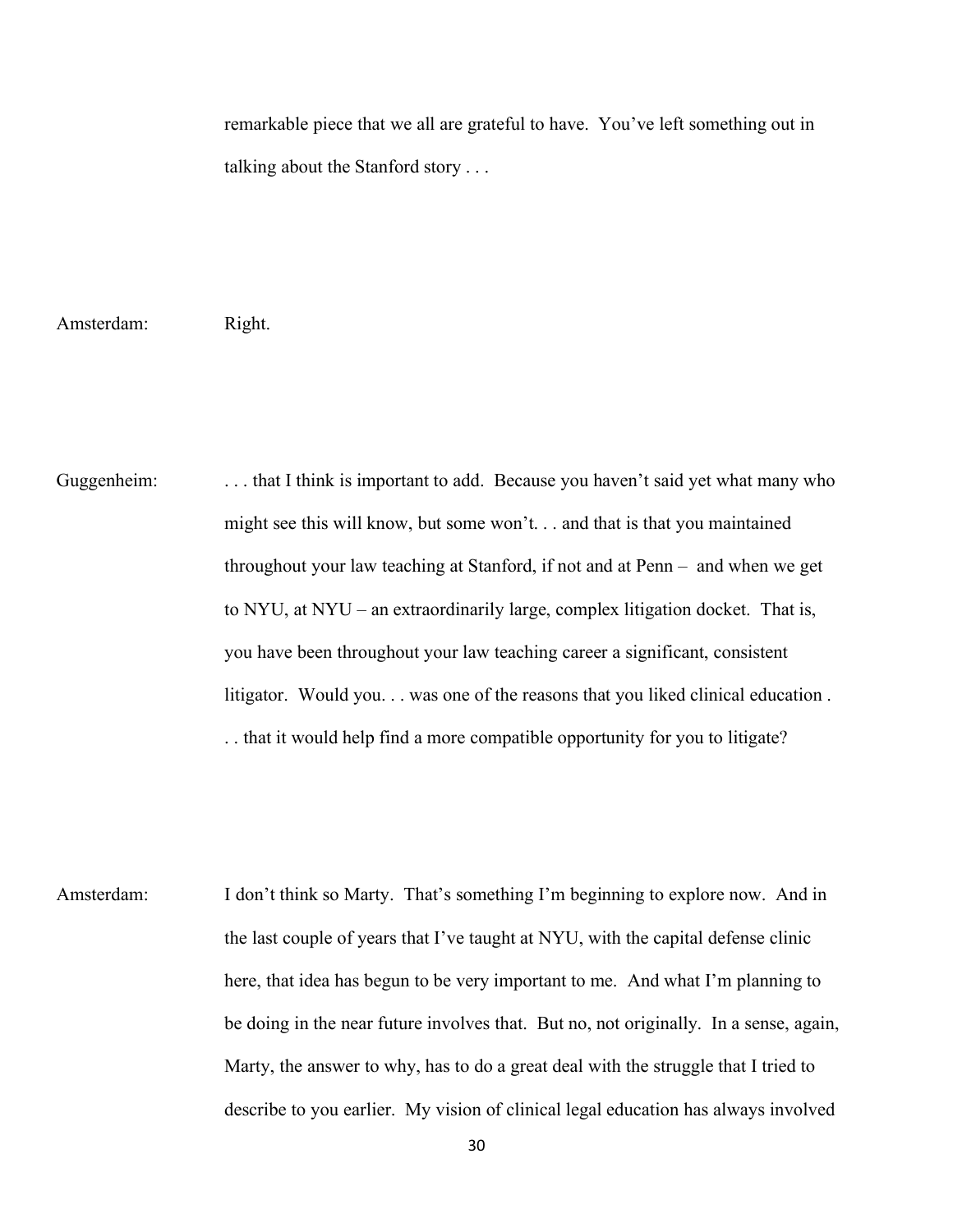remarkable piece that we all are grateful to have. You've left something out in talking about the Stanford story . . .

Amsterdam: Right.

Guggenheim: . . . that I think is important to add. Because you haven't said yet what many who might see this will know, but some won't. . . and that is that you maintained throughout your law teaching at Stanford, if not and at Penn – and when we get to NYU, at NYU – an extraordinarily large, complex litigation docket. That is, you have been throughout your law teaching career a significant, consistent litigator. Would you. . . was one of the reasons that you liked clinical education . . . that it would help find a more compatible opportunity for you to litigate?

Amsterdam: I don't think so Marty. That's something I'm beginning to explore now. And in the last couple of years that I've taught at NYU, with the capital defense clinic here, that idea has begun to be very important to me. And what I'm planning to be doing in the near future involves that. But no, not originally. In a sense, again, Marty, the answer to why, has to do a great deal with the struggle that I tried to describe to you earlier. My vision of clinical legal education has always involved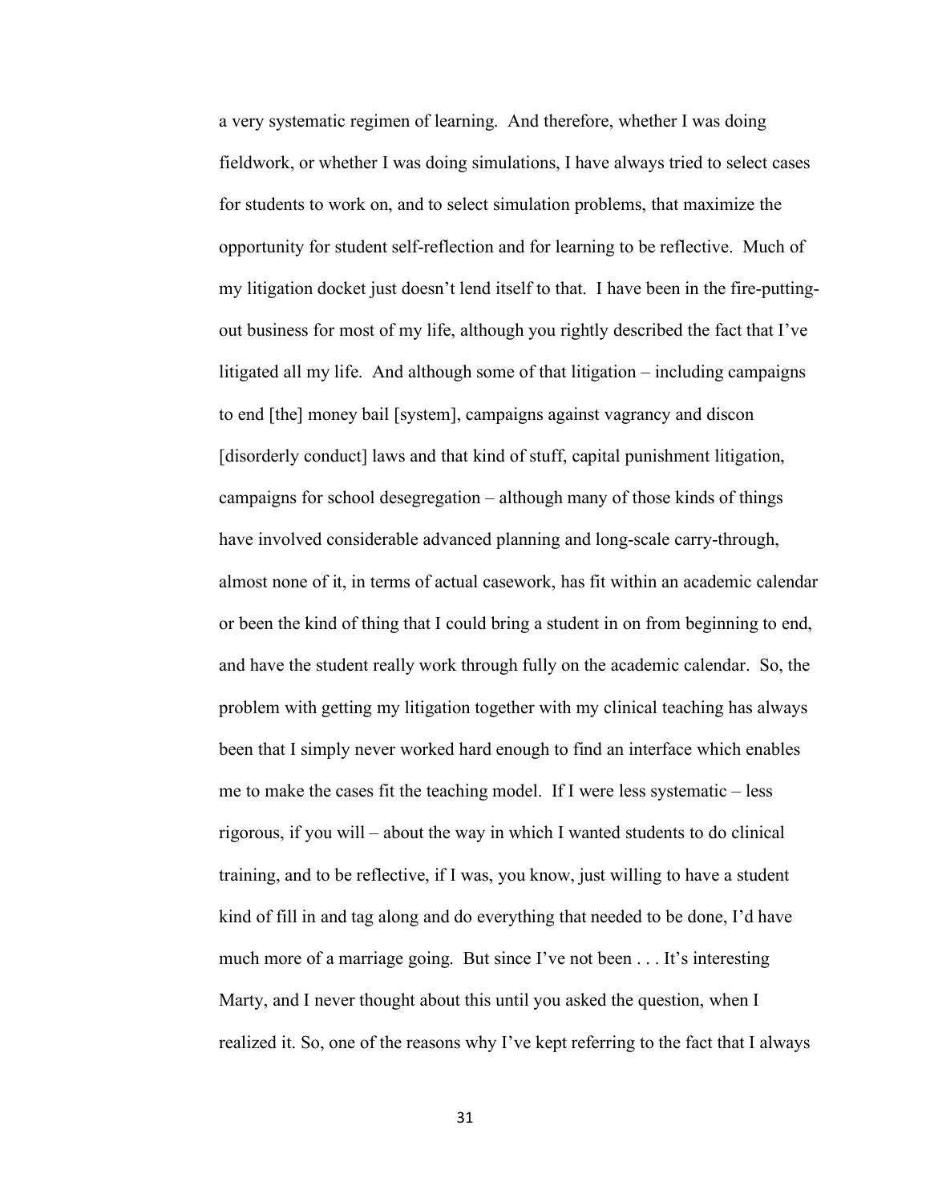a very systematic regimen of learning. And therefore, whether I was doing fieldwork, or whether I was doing simulations, I have always tried to select cases for students to work on, and to select simulation problems, that maximize the opportunity for student self-reflection and for learning to be reflective. Much of my litigation docket just doesn't lend itself to that. I have been in the fire-putting-out business for most of my life, although you rightly described the fact that I've litigated all my life. And although some of that litigation – including campaigns to end [the] money bail [system], campaigns against vagrancy and discon [disorderly conduct] laws and that kind of stuff, capital punishment litigation, campaigns for school desegregation – although many of those kinds of things have involved considerable advanced planning and long-scale carry-through, almost none of it, in terms of actual casework, has fit within an academic calendar or been the kind of thing that I could bring a student in on from beginning to end, and have the student really work through fully on the academic calendar. So, the problem with getting my litigation together with my clinical teaching has always been that I simply never worked hard enough to find an interface which enables me to make the cases fit the teaching model. If I were less systematic – less rigorous, if you will – about the way in which I wanted students to do clinical training, and to be reflective, if I was, you know, just willing to have a student kind of fill in and tag along and do everything that needed to be done, I'd have much more of a marriage going. But since I've not been . . . It's interesting Marty, and I never thought about this until you asked the question, when I realized it. So, one of the reasons why I've kept referring to the fact that I always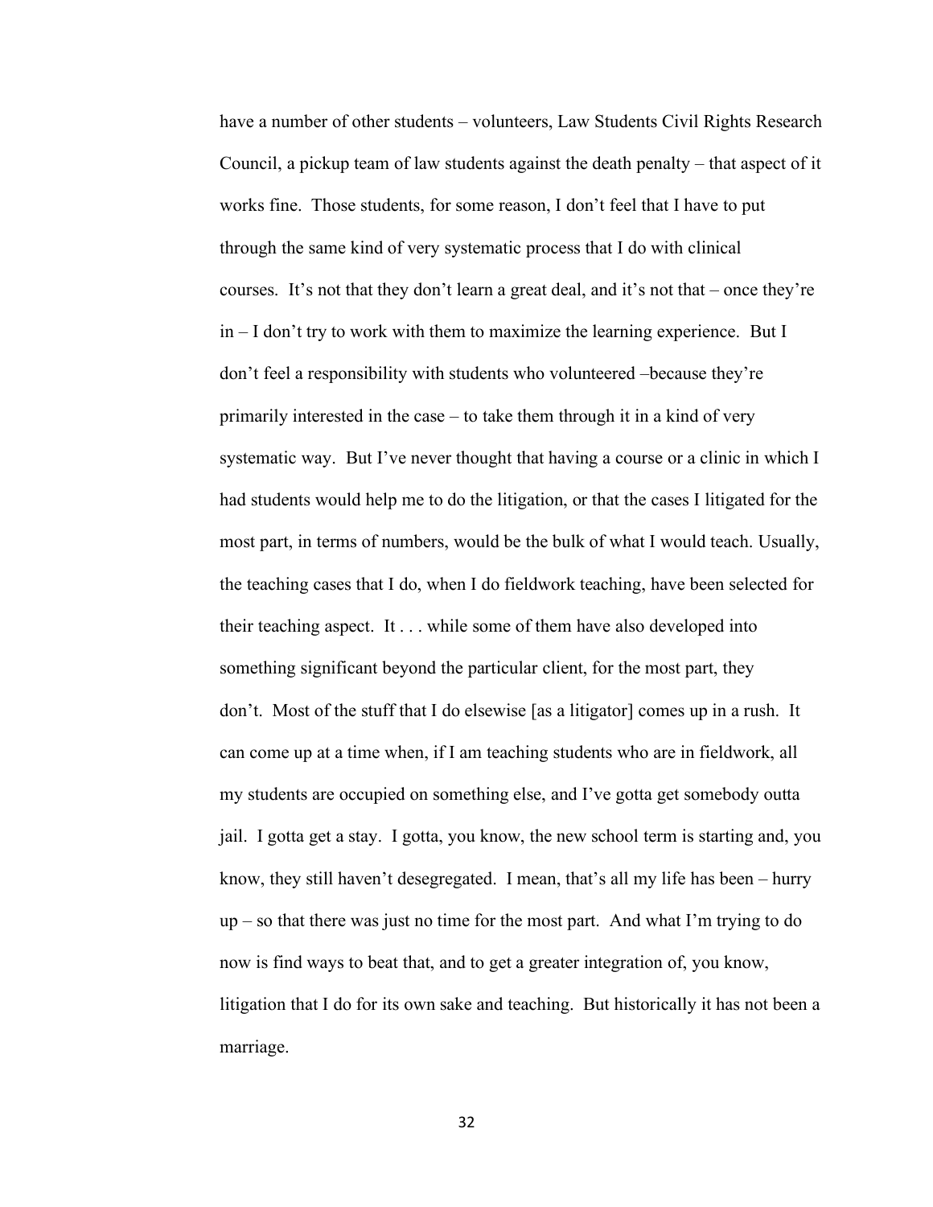have a number of other students – volunteers, Law Students Civil Rights Research Council, a pickup team of law students against the death penalty – that aspect of it works fine. Those students, for some reason, I don't feel that I have to put through the same kind of very systematic process that I do with clinical courses. It's not that they don't learn a great deal, and it's not that – once they're in – I don't try to work with them to maximize the learning experience. But I don't feel a responsibility with students who volunteered –because they're primarily interested in the case – to take them through it in a kind of very systematic way. But I've never thought that having a course or a clinic in which I had students would help me to do the litigation, or that the cases I litigated for the most part, in terms of numbers, would be the bulk of what I would teach. Usually, the teaching cases that I do, when I do fieldwork teaching, have been selected for their teaching aspect. It . . . while some of them have also developed into something significant beyond the particular client, for the most part, they don't. Most of the stuff that I do elsewise [as a litigator] comes up in a rush. It can come up at a time when, if I am teaching students who are in fieldwork, all my students are occupied on something else, and I've gotta get somebody outta jail. I gotta get a stay. I gotta, you know, the new school term is starting and, you know, they still haven't desegregated. I mean, that's all my life has been – hurry up – so that there was just no time for the most part. And what I'm trying to do now is find ways to beat that, and to get a greater integration of, you know, litigation that I do for its own sake and teaching. But historically it has not been a marriage.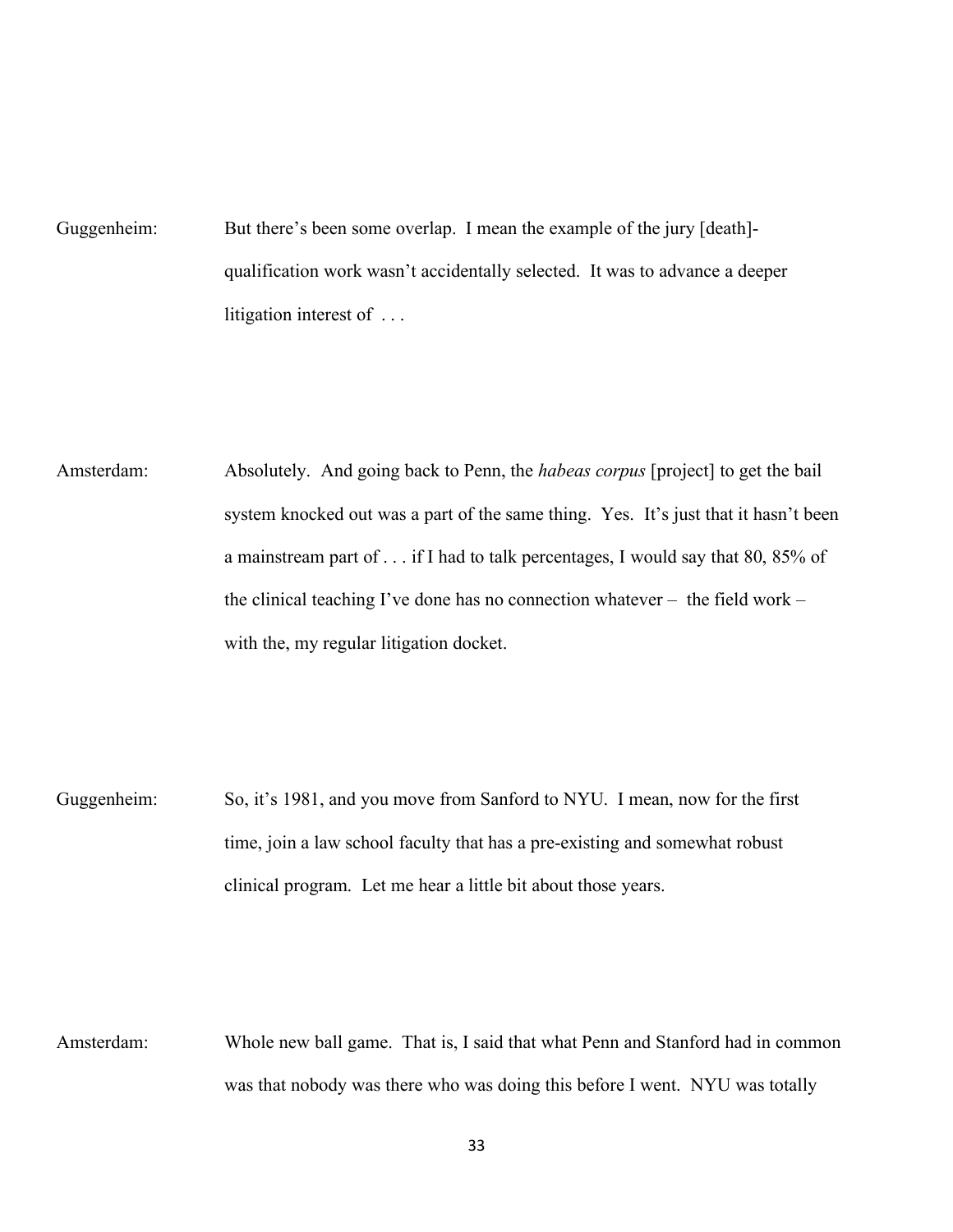Guggenheim: But there's been some overlap. I mean the example of the jury [death]-qualification work wasn't accidentally selected. It was to advance a deeper litigation interest of . . .

Amsterdam: Absolutely. And going back to Penn, the *habeas corpus* [project] to get the bail system knocked out was a part of the same thing. Yes. It's just that it hasn't been a mainstream part of . . . if I had to talk percentages, I would say that 80, 85% of the clinical teaching I've done has no connection whatever – the field work – with the, my regular litigation docket.

Guggenheim: So, it's 1981, and you move from Sanford to NYU. I mean, now for the first time, join a law school faculty that has a pre-existing and somewhat robust clinical program. Let me hear a little bit about those years.

Amsterdam: Whole new ball game. That is, I said that what Penn and Stanford had in common was that nobody was there who was doing this before I went. NYU was totally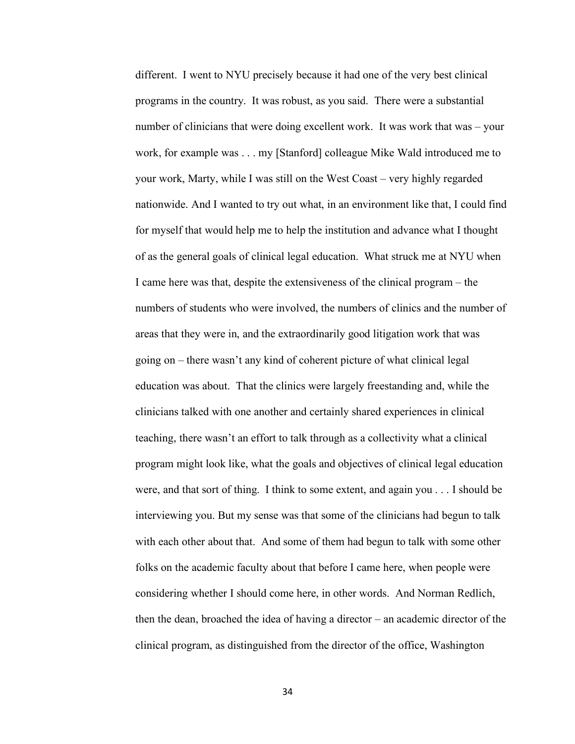different. I went to NYU precisely because it had one of the very best clinical programs in the country. It was robust, as you said. There were a substantial number of clinicians that were doing excellent work. It was work that was – your work, for example was . . . my [Stanford] colleague Mike Wald introduced me to your work, Marty, while I was still on the West Coast – very highly regarded nationwide. And I wanted to try out what, in an environment like that, I could find for myself that would help me to help the institution and advance what I thought of as the general goals of clinical legal education. What struck me at NYU when I came here was that, despite the extensiveness of the clinical program – the numbers of students who were involved, the numbers of clinics and the number of areas that they were in, and the extraordinarily good litigation work that was going on – there wasn't any kind of coherent picture of what clinical legal education was about. That the clinics were largely freestanding and, while the clinicians talked with one another and certainly shared experiences in clinical teaching, there wasn't an effort to talk through as a collectivity what a clinical program might look like, what the goals and objectives of clinical legal education were, and that sort of thing. I think to some extent, and again you . . . I should be interviewing you. But my sense was that some of the clinicians had begun to talk with each other about that. And some of them had begun to talk with some other folks on the academic faculty about that before I came here, when people were considering whether I should come here, in other words. And Norman Redlich, then the dean, broached the idea of having a director – an academic director of the clinical program, as distinguished from the director of the office, Washington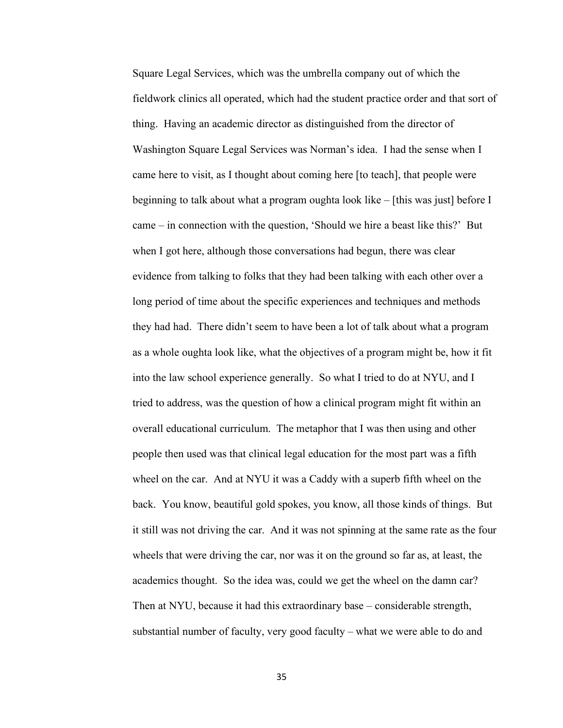Square Legal Services, which was the umbrella company out of which the fieldwork clinics all operated, which had the student practice order and that sort of thing. Having an academic director as distinguished from the director of Washington Square Legal Services was Norman's idea. I had the sense when I came here to visit, as I thought about coming here [to teach], that people were beginning to talk about what a program oughta look like – [this was just] before I came – in connection with the question, 'Should we hire a beast like this?' But when I got here, although those conversations had begun, there was clear evidence from talking to folks that they had been talking with each other over a long period of time about the specific experiences and techniques and methods they had had. There didn't seem to have been a lot of talk about what a program as a whole oughta look like, what the objectives of a program might be, how it fit into the law school experience generally. So what I tried to do at NYU, and I tried to address, was the question of how a clinical program might fit within an overall educational curriculum. The metaphor that I was then using and other people then used was that clinical legal education for the most part was a fifth wheel on the car. And at NYU it was a Caddy with a superb fifth wheel on the back. You know, beautiful gold spokes, you know, all those kinds of things. But it still was not driving the car. And it was not spinning at the same rate as the four wheels that were driving the car, nor was it on the ground so far as, at least, the academics thought. So the idea was, could we get the wheel on the damn car? Then at NYU, because it had this extraordinary base – considerable strength, substantial number of faculty, very good faculty – what we were able to do and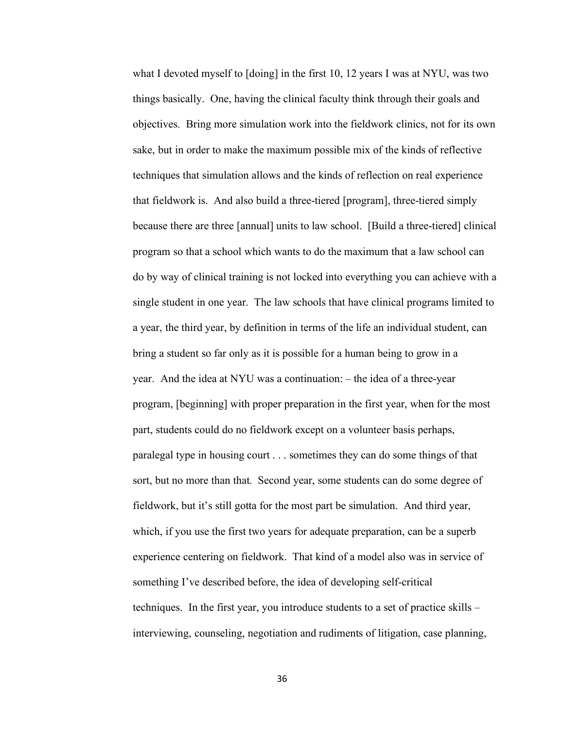what I devoted myself to [doing] in the first 10, 12 years I was at NYU, was two things basically. One, having the clinical faculty think through their goals and objectives. Bring more simulation work into the fieldwork clinics, not for its own sake, but in order to make the maximum possible mix of the kinds of reflective techniques that simulation allows and the kinds of reflection on real experience that fieldwork is. And also build a three-tiered [program], three-tiered simply because there are three [annual] units to law school. [Build a three-tiered] clinical program so that a school which wants to do the maximum that a law school can do by way of clinical training is not locked into everything you can achieve with a single student in one year. The law schools that have clinical programs limited to a year, the third year, by definition in terms of the life an individual student, can bring a student so far only as it is possible for a human being to grow in a year. And the idea at NYU was a continuation: – the idea of a three-year program, [beginning] with proper preparation in the first year, when for the most part, students could do no fieldwork except on a volunteer basis perhaps, paralegal type in housing court . . . sometimes they can do some things of that sort, but no more than that. Second year, some students can do some degree of fieldwork, but it's still gotta for the most part be simulation. And third year, which, if you use the first two years for adequate preparation, can be a superb experience centering on fieldwork. That kind of a model also was in service of something I've described before, the idea of developing self-critical techniques. In the first year, you introduce students to a set of practice skills – interviewing, counseling, negotiation and rudiments of litigation, case planning,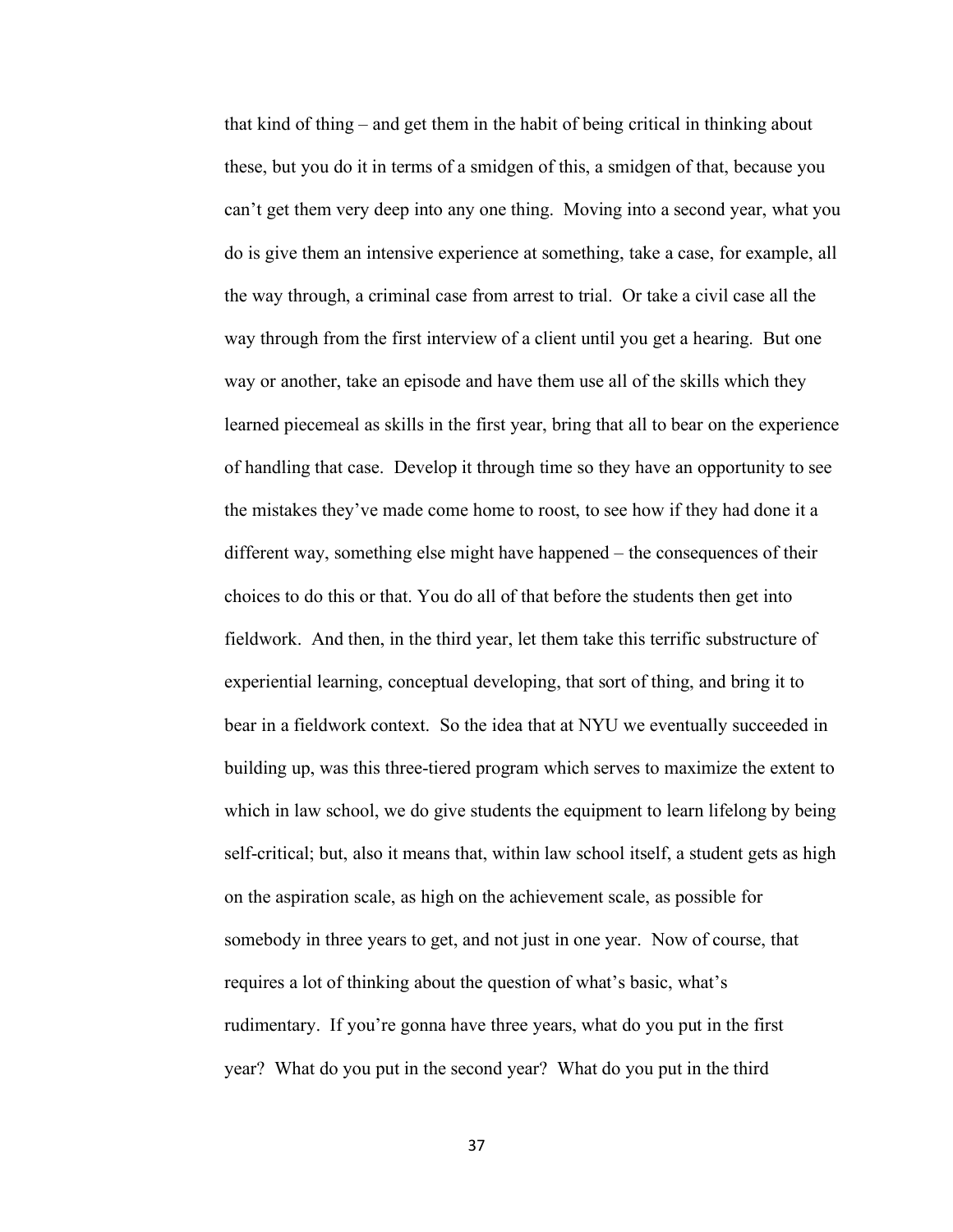that kind of thing – and get them in the habit of being critical in thinking about these, but you do it in terms of a smidgen of this, a smidgen of that, because you can't get them very deep into any one thing. Moving into a second year, what you do is give them an intensive experience at something, take a case, for example, all the way through, a criminal case from arrest to trial. Or take a civil case all the way through from the first interview of a client until you get a hearing. But one way or another, take an episode and have them use all of the skills which they learned piecemeal as skills in the first year, bring that all to bear on the experience of handling that case. Develop it through time so they have an opportunity to see the mistakes they've made come home to roost, to see how if they had done it a different way, something else might have happened – the consequences of their choices to do this or that. You do all of that before the students then get into fieldwork. And then, in the third year, let them take this terrific substructure of experiential learning, conceptual developing, that sort of thing, and bring it to bear in a fieldwork context. So the idea that at NYU we eventually succeeded in building up, was this three-tiered program which serves to maximize the extent to which in law school, we do give students the equipment to learn lifelong by being self-critical; but, also it means that, within law school itself, a student gets as high on the aspiration scale, as high on the achievement scale, as possible for somebody in three years to get, and not just in one year. Now of course, that requires a lot of thinking about the question of what's basic, what's rudimentary. If you're gonna have three years, what do you put in the first year? What do you put in the second year? What do you put in the third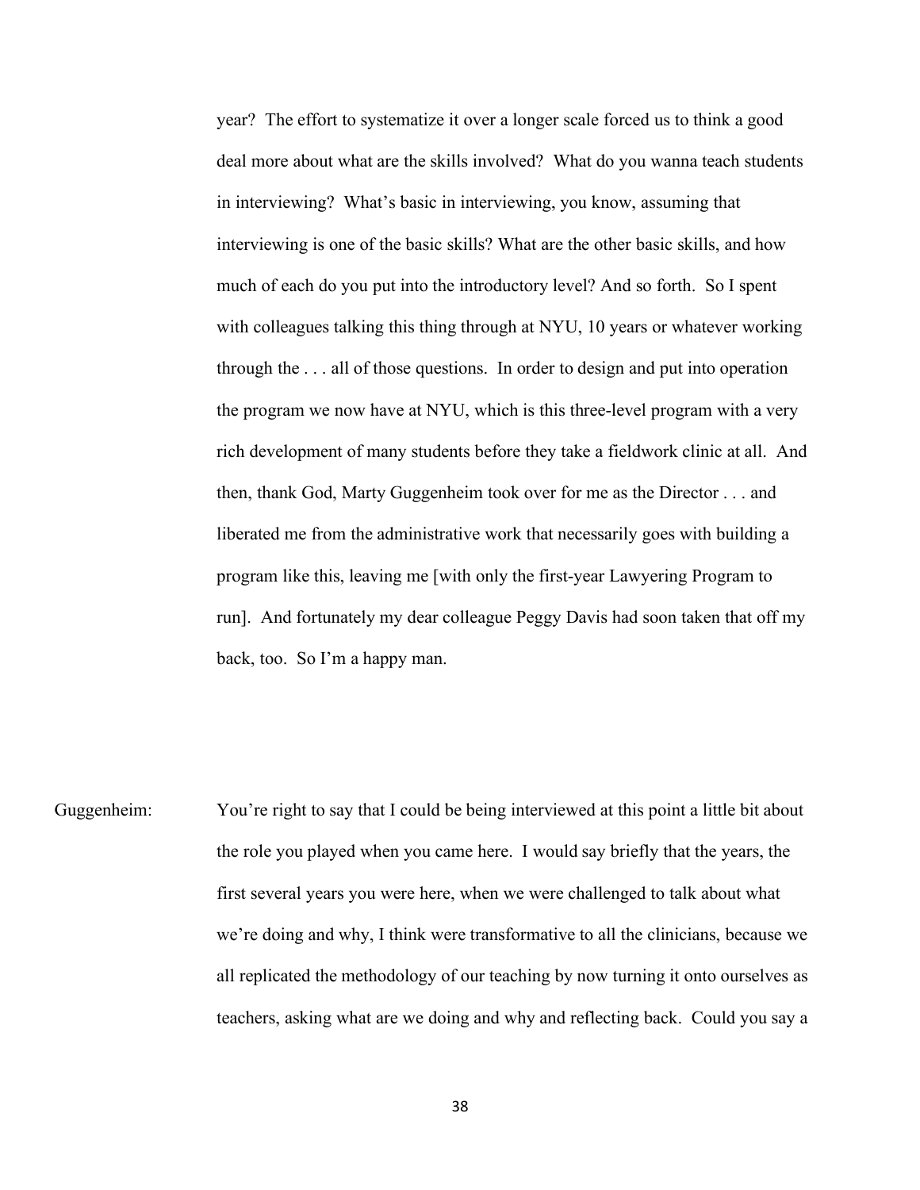year? The effort to systematize it over a longer scale forced us to think a good deal more about what are the skills involved? What do you wanna teach students in interviewing? What's basic in interviewing, you know, assuming that interviewing is one of the basic skills? What are the other basic skills, and how much of each do you put into the introductory level? And so forth. So I spent with colleagues talking this thing through at NYU, 10 years or whatever working through the . . . all of those questions. In order to design and put into operation the program we now have at NYU, which is this three-level program with a very rich development of many students before they take a fieldwork clinic at all. And then, thank God, Marty Guggenheim took over for me as the Director . . . and liberated me from the administrative work that necessarily goes with building a program like this, leaving me [with only the first-year Lawyering Program to run]. And fortunately my dear colleague Peggy Davis had soon taken that off my back, too. So I'm a happy man.

Guggenheim: You're right to say that I could be being interviewed at this point a little bit about the role you played when you came here. I would say briefly that the years, the first several years you were here, when we were challenged to talk about what we're doing and why, I think were transformative to all the clinicians, because we all replicated the methodology of our teaching by now turning it onto ourselves as teachers, asking what are we doing and why and reflecting back. Could you say a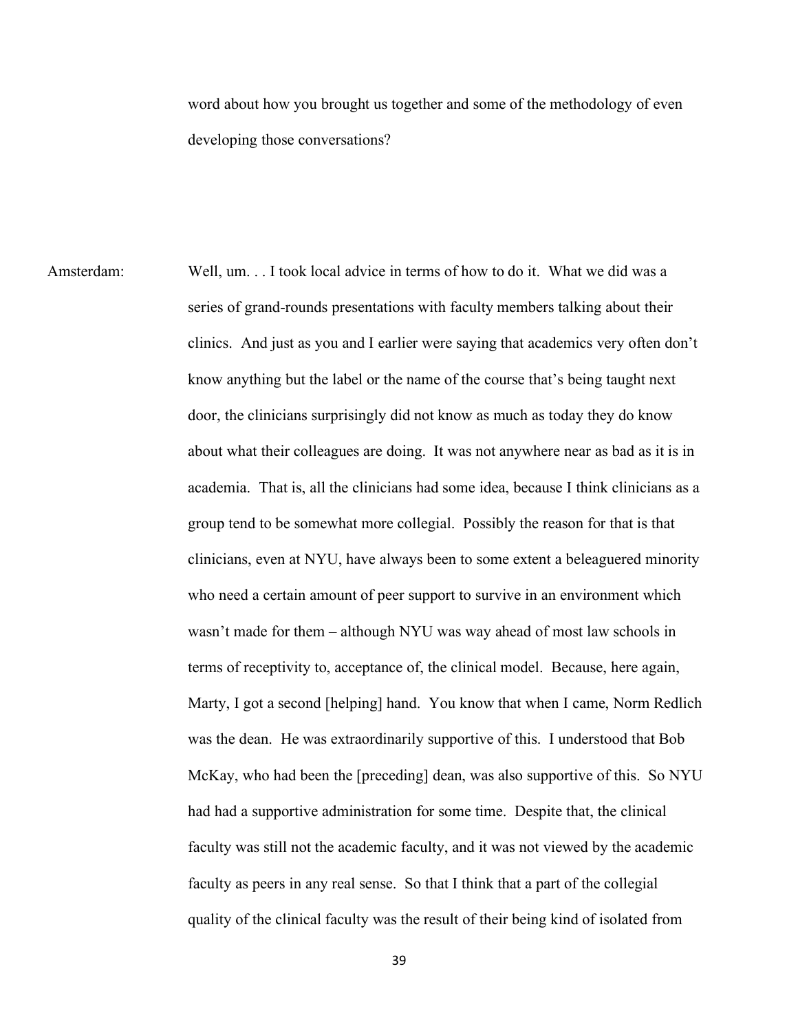word about how you brought us together and some of the methodology of even developing those conversations?

Amsterdam: Well, um. . . I took local advice in terms of how to do it. What we did was a series of grand-rounds presentations with faculty members talking about their clinics. And just as you and I earlier were saying that academics very often don't know anything but the label or the name of the course that's being taught next door, the clinicians surprisingly did not know as much as today they do know about what their colleagues are doing. It was not anywhere near as bad as it is in academia. That is, all the clinicians had some idea, because I think clinicians as a group tend to be somewhat more collegial. Possibly the reason for that is that clinicians, even at NYU, have always been to some extent a beleaguered minority who need a certain amount of peer support to survive in an environment which wasn't made for them – although NYU was way ahead of most law schools in terms of receptivity to, acceptance of, the clinical model. Because, here again, Marty, I got a second [helping] hand. You know that when I came, Norm Redlich was the dean. He was extraordinarily supportive of this. I understood that Bob McKay, who had been the [preceding] dean, was also supportive of this. So NYU had had a supportive administration for some time. Despite that, the clinical faculty was still not the academic faculty, and it was not viewed by the academic faculty as peers in any real sense. So that I think that a part of the collegial quality of the clinical faculty was the result of their being kind of isolated from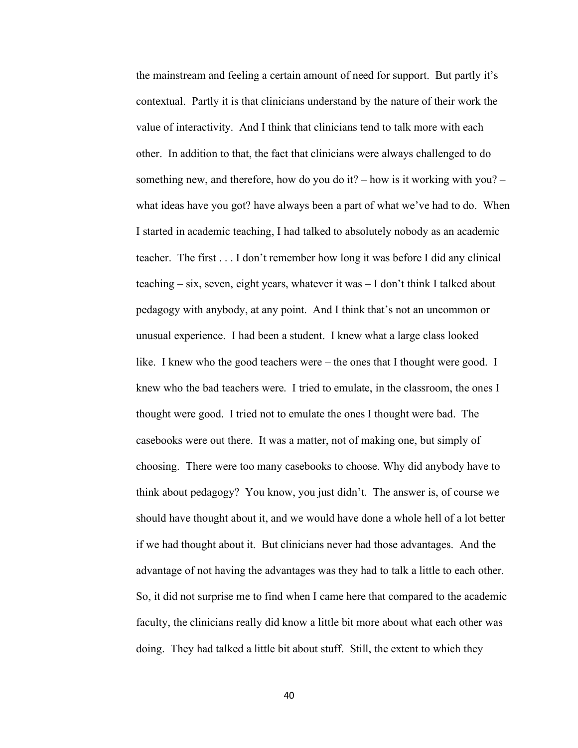the mainstream and feeling a certain amount of need for support. But partly it's contextual. Partly it is that clinicians understand by the nature of their work the value of interactivity. And I think that clinicians tend to talk more with each other. In addition to that, the fact that clinicians were always challenged to do something new, and therefore, how do you do it? – how is it working with you? – what ideas have you got? have always been a part of what we've had to do. When I started in academic teaching, I had talked to absolutely nobody as an academic teacher. The first . . . I don't remember how long it was before I did any clinical teaching – six, seven, eight years, whatever it was – I don't think I talked about pedagogy with anybody, at any point. And I think that's not an uncommon or unusual experience. I had been a student. I knew what a large class looked like. I knew who the good teachers were – the ones that I thought were good. I knew who the bad teachers were. I tried to emulate, in the classroom, the ones I thought were good. I tried not to emulate the ones I thought were bad. The casebooks were out there. It was a matter, not of making one, but simply of choosing. There were too many casebooks to choose. Why did anybody have to think about pedagogy? You know, you just didn't. The answer is, of course we should have thought about it, and we would have done a whole hell of a lot better if we had thought about it. But clinicians never had those advantages. And the advantage of not having the advantages was they had to talk a little to each other. So, it did not surprise me to find when I came here that compared to the academic faculty, the clinicians really did know a little bit more about what each other was doing. They had talked a little bit about stuff. Still, the extent to which they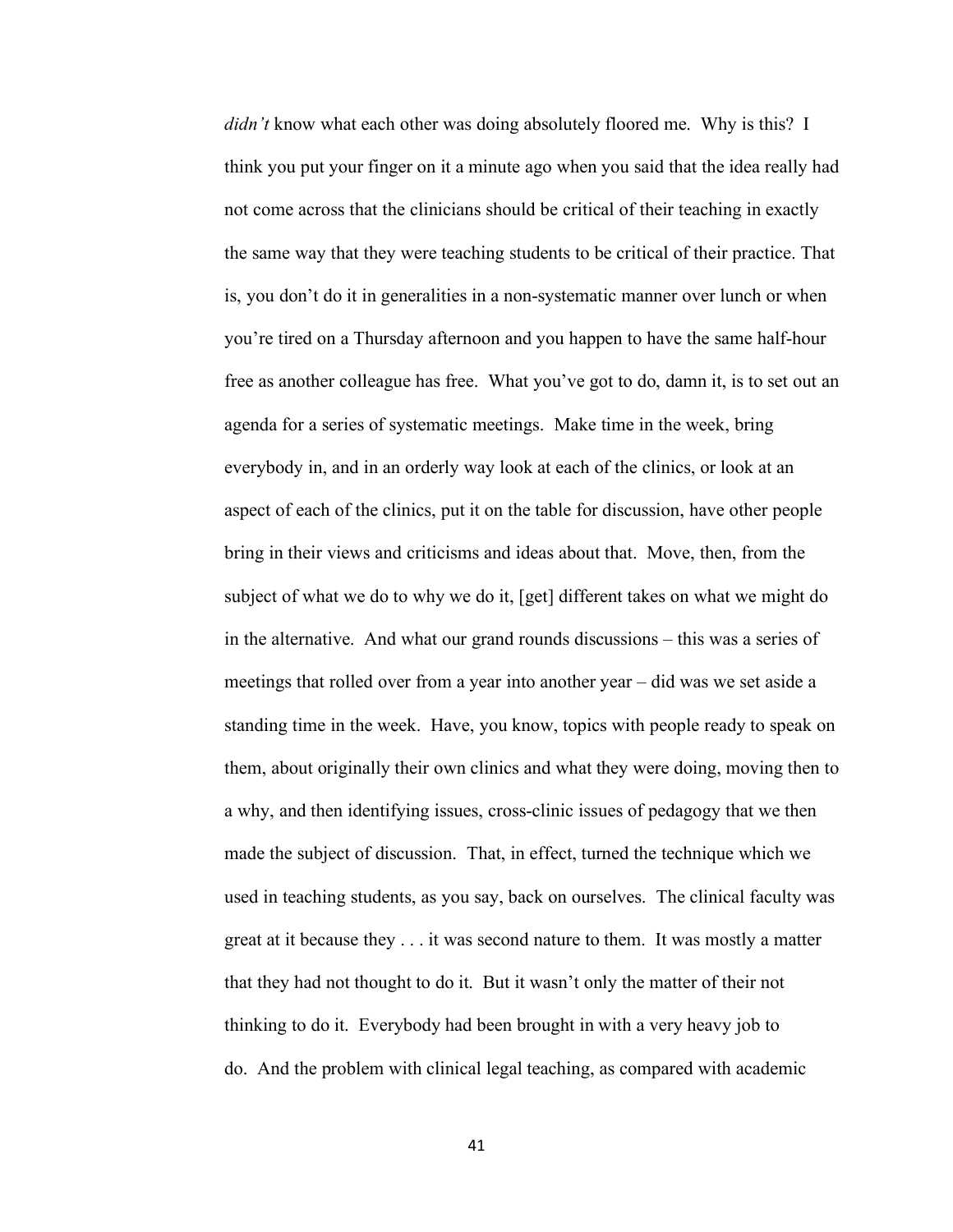*didn't* know what each other was doing absolutely floored me. Why is this? I think you put your finger on it a minute ago when you said that the idea really had not come across that the clinicians should be critical of their teaching in exactly the same way that they were teaching students to be critical of their practice. That is, you don't do it in generalities in a non-systematic manner over lunch or when you're tired on a Thursday afternoon and you happen to have the same half-hour free as another colleague has free. What you've got to do, damn it, is to set out an agenda for a series of systematic meetings. Make time in the week, bring everybody in, and in an orderly way look at each of the clinics, or look at an aspect of each of the clinics, put it on the table for discussion, have other people bring in their views and criticisms and ideas about that. Move, then, from the subject of what we do to why we do it, [get] different takes on what we might do in the alternative. And what our grand rounds discussions – this was a series of meetings that rolled over from a year into another year – did was we set aside a standing time in the week. Have, you know, topics with people ready to speak on them, about originally their own clinics and what they were doing, moving then to a why, and then identifying issues, cross-clinic issues of pedagogy that we then made the subject of discussion. That, in effect, turned the technique which we used in teaching students, as you say, back on ourselves. The clinical faculty was great at it because they . . . it was second nature to them. It was mostly a matter that they had not thought to do it. But it wasn't only the matter of their not thinking to do it. Everybody had been brought in with a very heavy job to do. And the problem with clinical legal teaching, as compared with academic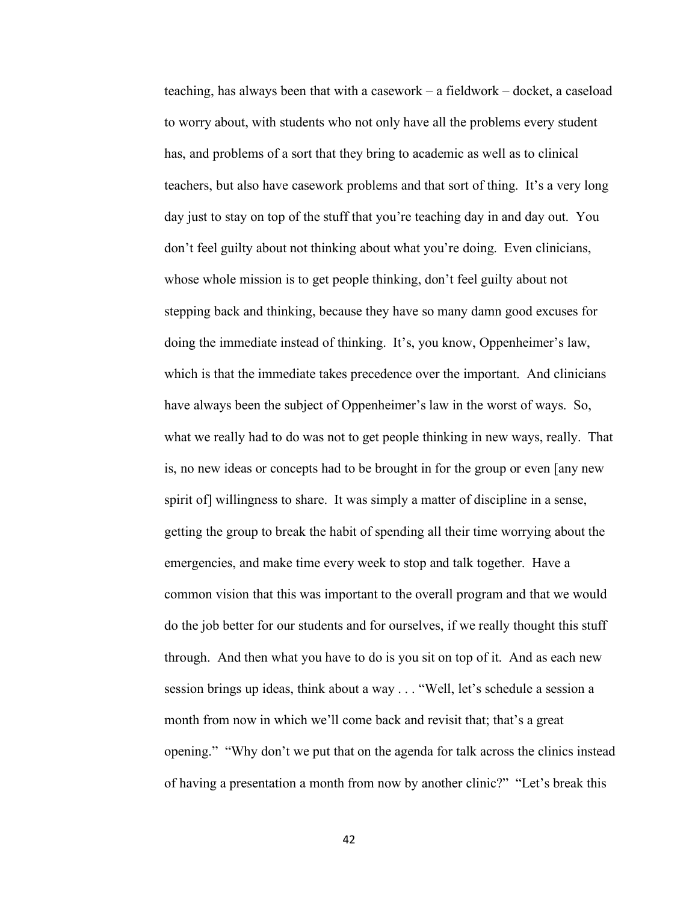teaching, has always been that with a casework – a fieldwork – docket, a caseload to worry about, with students who not only have all the problems every student has, and problems of a sort that they bring to academic as well as to clinical teachers, but also have casework problems and that sort of thing. It's a very long day just to stay on top of the stuff that you're teaching day in and day out. You don't feel guilty about not thinking about what you're doing. Even clinicians, whose whole mission is to get people thinking, don't feel guilty about not stepping back and thinking, because they have so many damn good excuses for doing the immediate instead of thinking. It's, you know, Oppenheimer's law, which is that the immediate takes precedence over the important. And clinicians have always been the subject of Oppenheimer's law in the worst of ways. So, what we really had to do was not to get people thinking in new ways, really. That is, no new ideas or concepts had to be brought in for the group or even [any new spirit of] willingness to share. It was simply a matter of discipline in a sense, getting the group to break the habit of spending all their time worrying about the emergencies, and make time every week to stop and talk together. Have a common vision that this was important to the overall program and that we would do the job better for our students and for ourselves, if we really thought this stuff through. And then what you have to do is you sit on top of it. And as each new session brings up ideas, think about a way . . . "Well, let's schedule a session a month from now in which we'll come back and revisit that; that's a great opening." "Why don't we put that on the agenda for talk across the clinics instead of having a presentation a month from now by another clinic?" "Let's break this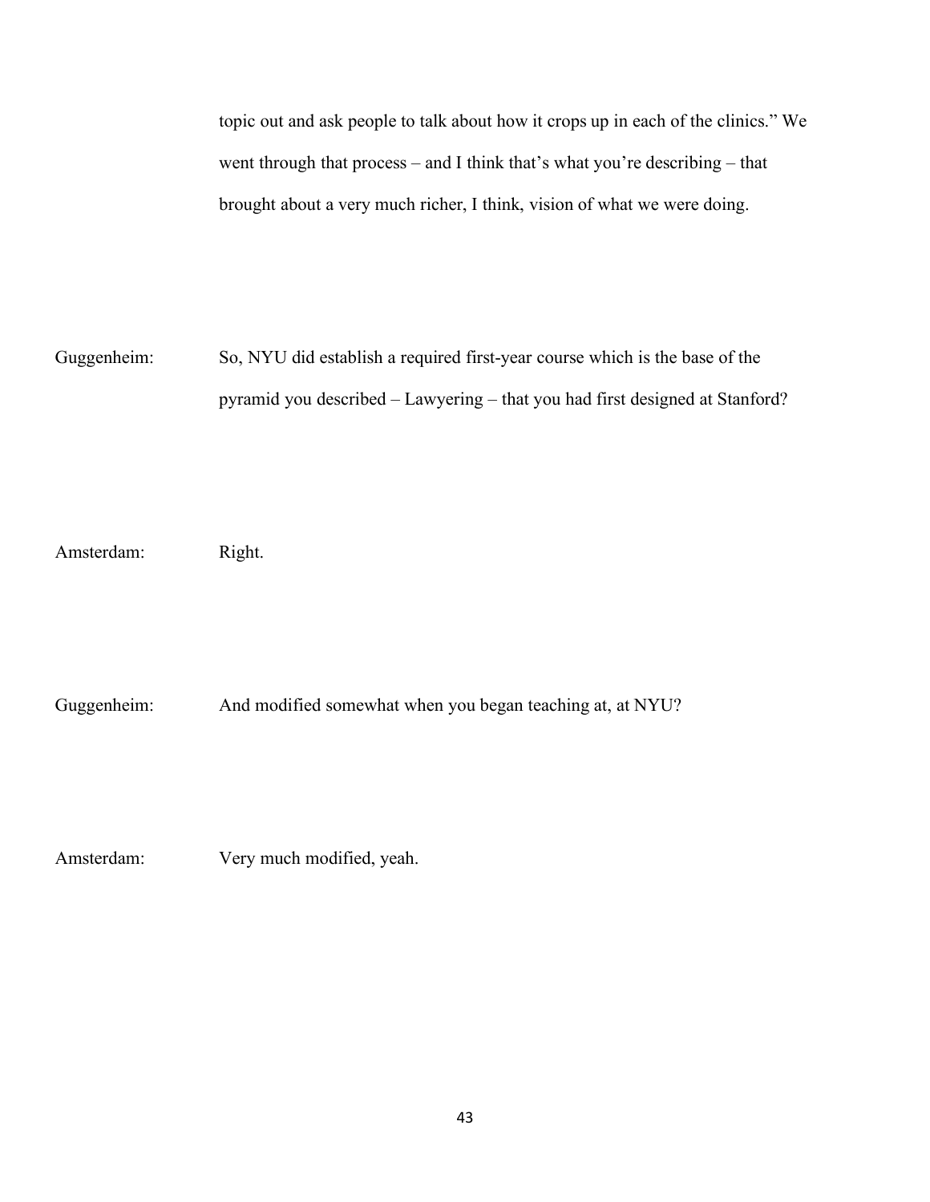topic out and ask people to talk about how it crops up in each of the clinics." We went through that process – and I think that's what you're describing – that brought about a very much richer, I think, vision of what we were doing.

Guggenheim: So, NYU did establish a required first-year course which is the base of the pyramid you described – Lawyering – that you had first designed at Stanford?

Amsterdam: Right.

Guggenheim: And modified somewhat when you began teaching at, at NYU?

Amsterdam: Very much modified, yeah.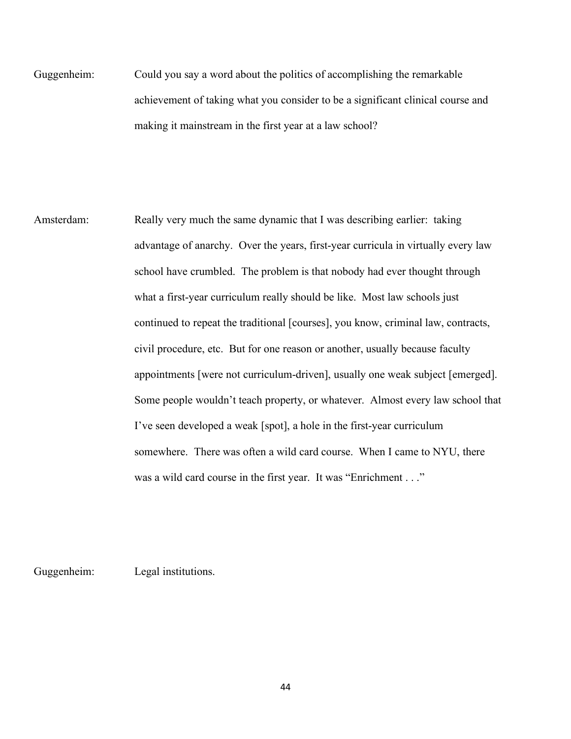Guggenheim: Could you say a word about the politics of accomplishing the remarkable achievement of taking what you consider to be a significant clinical course and making it mainstream in the first year at a law school?

Amsterdam: Really very much the same dynamic that I was describing earlier: taking advantage of anarchy. Over the years, first-year curricula in virtually every law school have crumbled. The problem is that nobody had ever thought through what a first-year curriculum really should be like. Most law schools just continued to repeat the traditional [courses], you know, criminal law, contracts, civil procedure, etc. But for one reason or another, usually because faculty appointments [were not curriculum-driven], usually one weak subject [emerged]. Some people wouldn't teach property, or whatever. Almost every law school that I've seen developed a weak [spot], a hole in the first-year curriculum somewhere. There was often a wild card course. When I came to NYU, there was a wild card course in the first year. It was "Enrichment . . ."

Guggenheim: Legal institutions.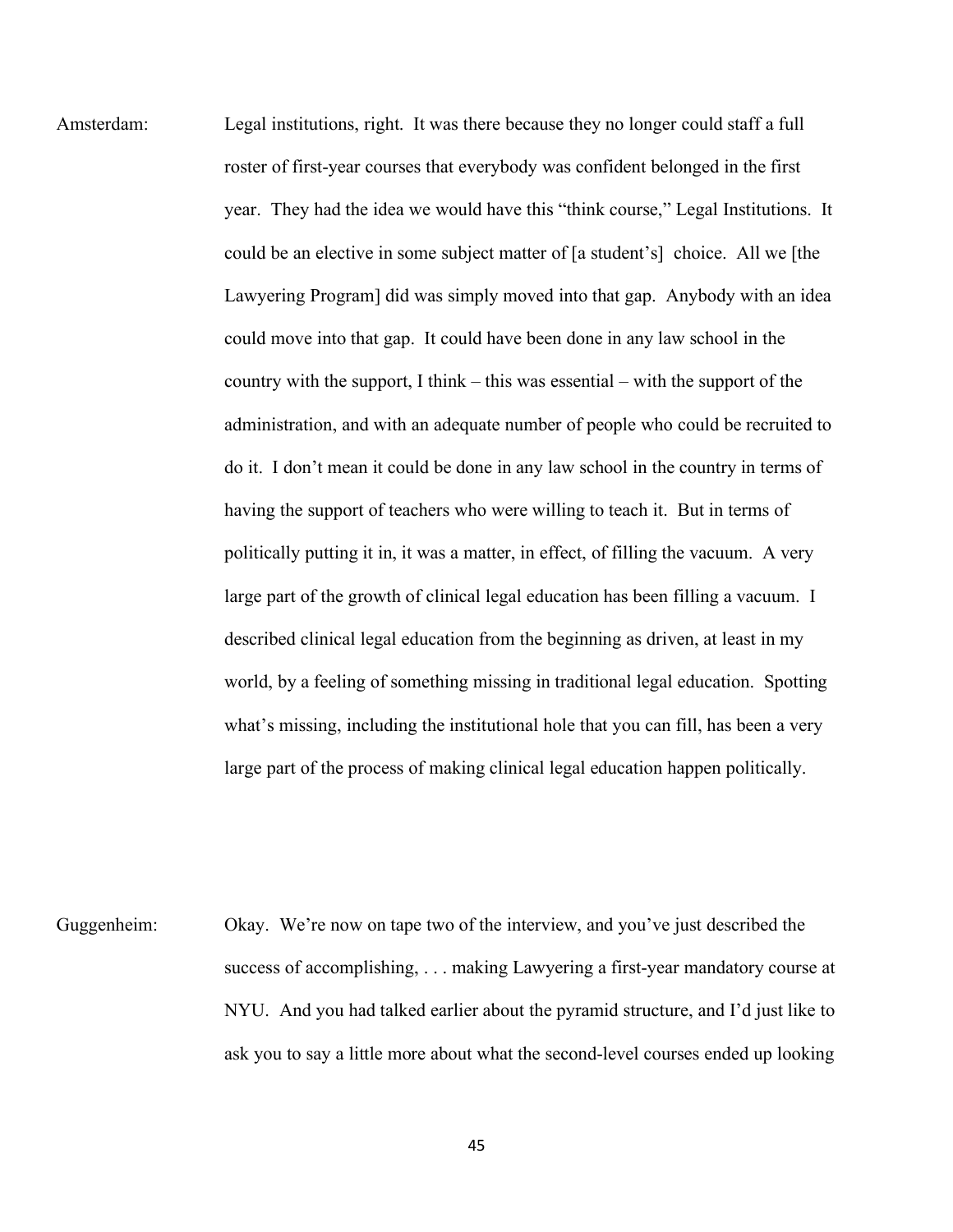Amsterdam: Legal institutions, right. It was there because they no longer could staff a full roster of first-year courses that everybody was confident belonged in the first year. They had the idea we would have this "think course," Legal Institutions. It could be an elective in some subject matter of [a student's] choice. All we [the Lawyering Program] did was simply moved into that gap. Anybody with an idea could move into that gap. It could have been done in any law school in the country with the support, I think – this was essential – with the support of the administration, and with an adequate number of people who could be recruited to do it. I don't mean it could be done in any law school in the country in terms of having the support of teachers who were willing to teach it. But in terms of politically putting it in, it was a matter, in effect, of filling the vacuum. A very large part of the growth of clinical legal education has been filling a vacuum. I described clinical legal education from the beginning as driven, at least in my world, by a feeling of something missing in traditional legal education. Spotting what's missing, including the institutional hole that you can fill, has been a very large part of the process of making clinical legal education happen politically.

Guggenheim: Okay. We're now on tape two of the interview, and you've just described the success of accomplishing, . . . making Lawyering a first-year mandatory course at NYU. And you had talked earlier about the pyramid structure, and I'd just like to ask you to say a little more about what the second-level courses ended up looking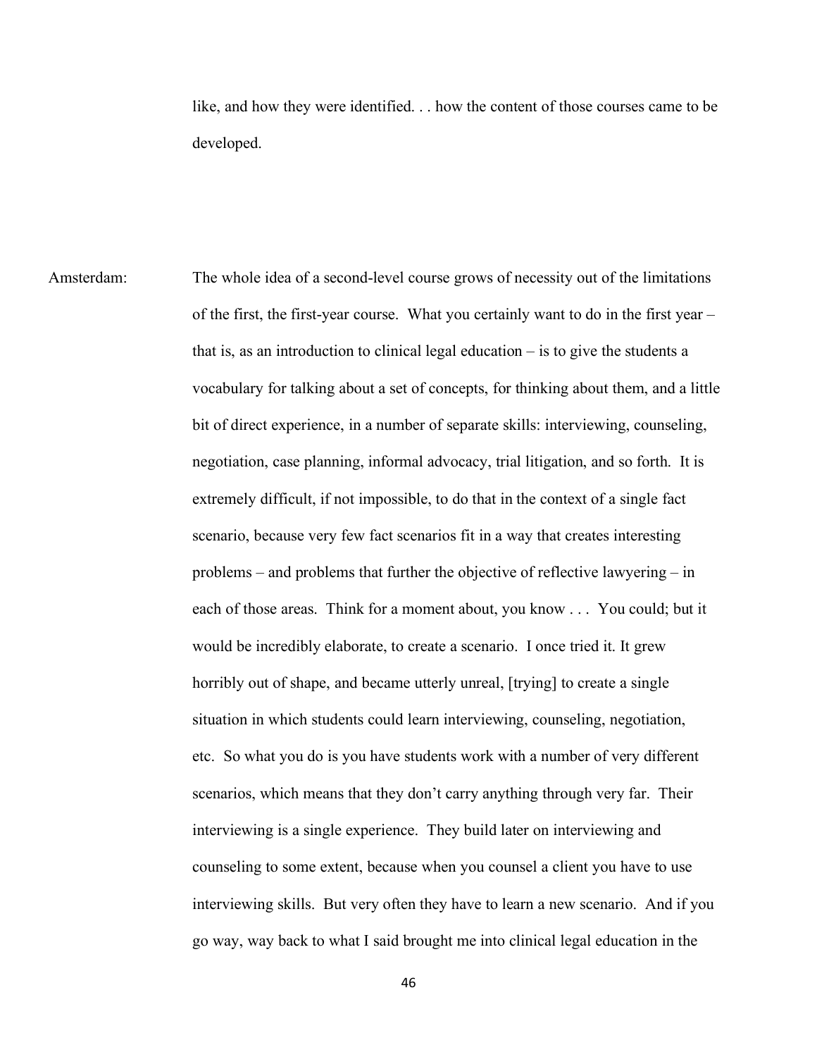like, and how they were identified. . . how the content of those courses came to be developed.

Amsterdam: The whole idea of a second-level course grows of necessity out of the limitations of the first, the first-year course. What you certainly want to do in the first year – that is, as an introduction to clinical legal education – is to give the students a vocabulary for talking about a set of concepts, for thinking about them, and a little bit of direct experience, in a number of separate skills: interviewing, counseling, negotiation, case planning, informal advocacy, trial litigation, and so forth. It is extremely difficult, if not impossible, to do that in the context of a single fact scenario, because very few fact scenarios fit in a way that creates interesting problems – and problems that further the objective of reflective lawyering – in each of those areas. Think for a moment about, you know . . . You could; but it would be incredibly elaborate, to create a scenario. I once tried it. It grew horribly out of shape, and became utterly unreal, [trying] to create a single situation in which students could learn interviewing, counseling, negotiation, etc. So what you do is you have students work with a number of very different scenarios, which means that they don't carry anything through very far. Their interviewing is a single experience. They build later on interviewing and counseling to some extent, because when you counsel a client you have to use interviewing skills. But very often they have to learn a new scenario. And if you go way, way back to what I said brought me into clinical legal education in the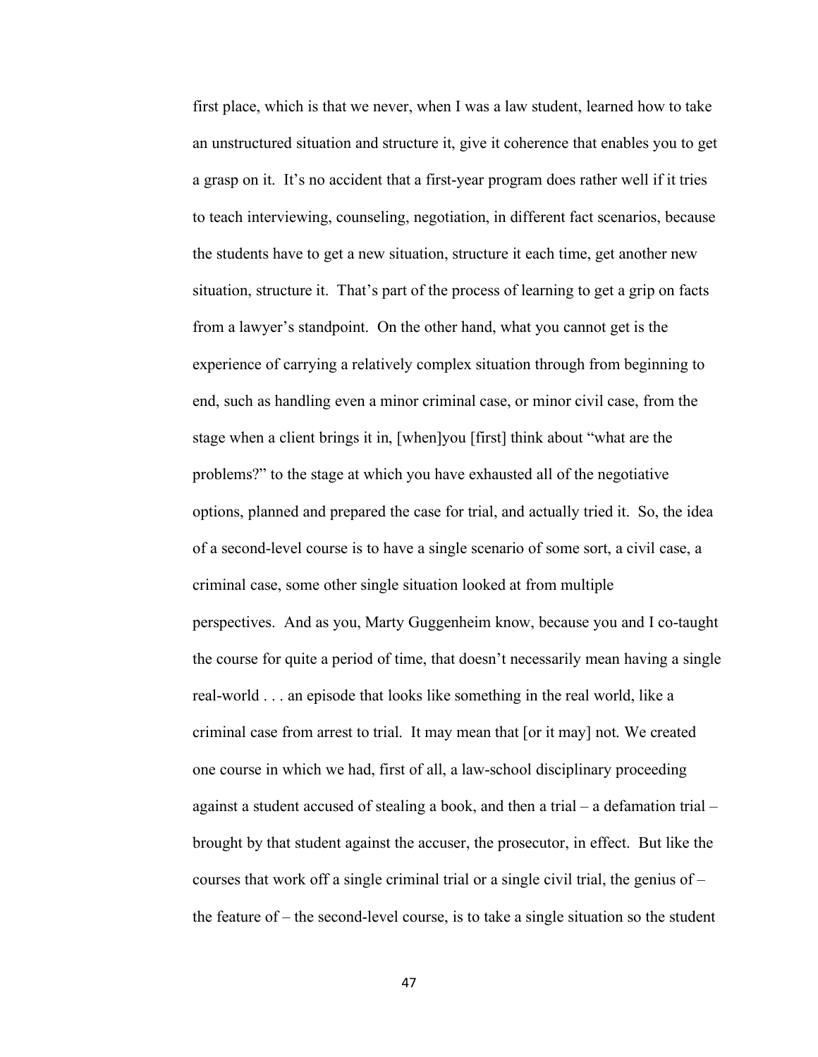first place, which is that we never, when I was a law student, learned how to take an unstructured situation and structure it, give it coherence that enables you to get a grasp on it. It's no accident that a first-year program does rather well if it tries to teach interviewing, counseling, negotiation, in different fact scenarios, because the students have to get a new situation, structure it each time, get another new situation, structure it. That's part of the process of learning to get a grip on facts from a lawyer's standpoint. On the other hand, what you cannot get is the experience of carrying a relatively complex situation through from beginning to end, such as handling even a minor criminal case, or minor civil case, from the stage when a client brings it in, [when]you [first] think about "what are the problems?" to the stage at which you have exhausted all of the negotiative options, planned and prepared the case for trial, and actually tried it. So, the idea of a second-level course is to have a single scenario of some sort, a civil case, a criminal case, some other single situation looked at from multiple perspectives. And as you, Marty Guggenheim know, because you and I co-taught the course for quite a period of time, that doesn't necessarily mean having a single real-world . . . an episode that looks like something in the real world, like a criminal case from arrest to trial. It may mean that [or it may] not. We created one course in which we had, first of all, a law-school disciplinary proceeding against a student accused of stealing a book, and then a trial – a defamation trial – brought by that student against the accuser, the prosecutor, in effect. But like the courses that work off a single criminal trial or a single civil trial, the genius of – the feature of – the second-level course, is to take a single situation so the student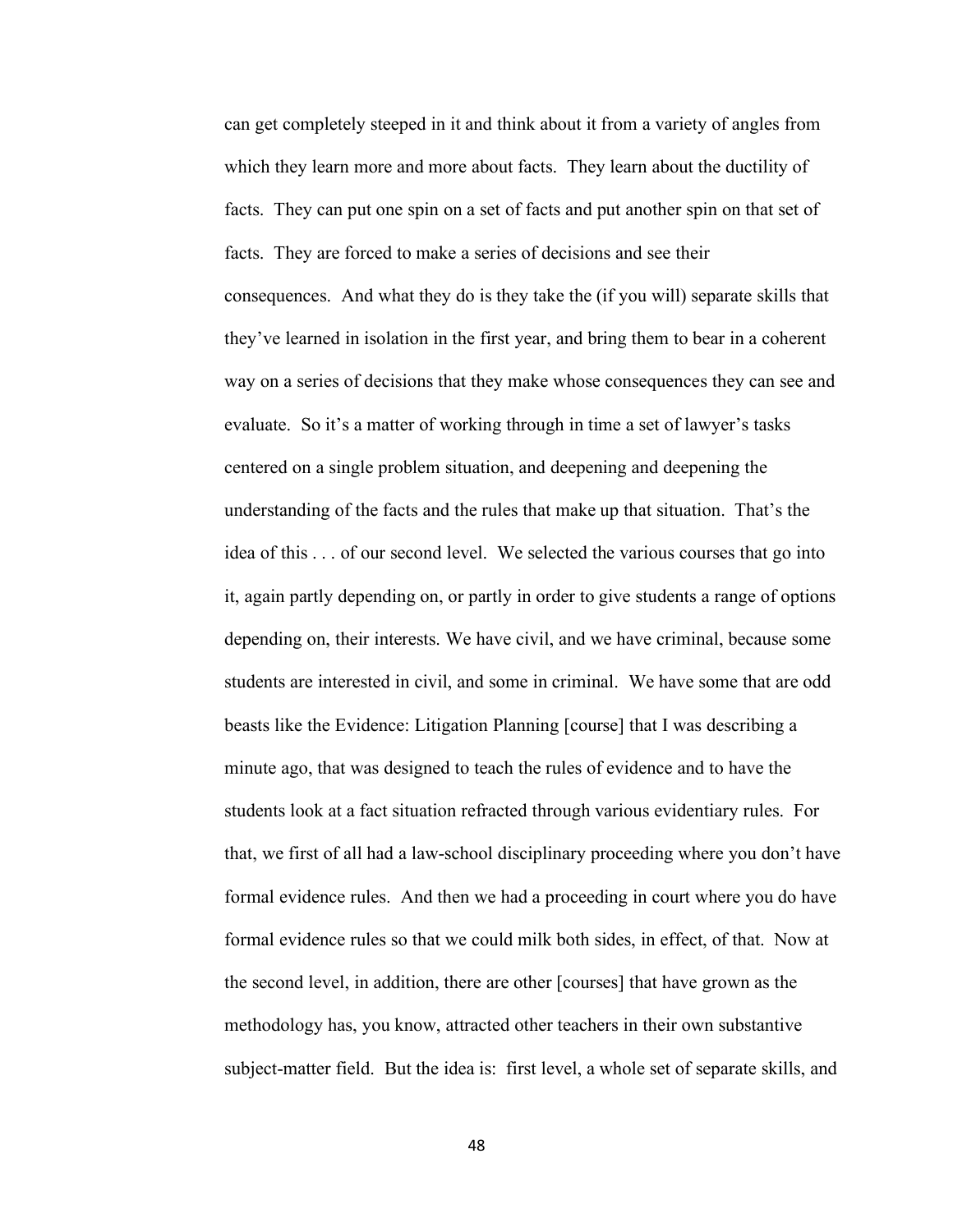can get completely steeped in it and think about it from a variety of angles from which they learn more and more about facts. They learn about the ductility of facts. They can put one spin on a set of facts and put another spin on that set of facts. They are forced to make a series of decisions and see their consequences. And what they do is they take the (if you will) separate skills that they've learned in isolation in the first year, and bring them to bear in a coherent way on a series of decisions that they make whose consequences they can see and evaluate. So it's a matter of working through in time a set of lawyer's tasks centered on a single problem situation, and deepening and deepening the understanding of the facts and the rules that make up that situation. That's the idea of this . . . of our second level. We selected the various courses that go into it, again partly depending on, or partly in order to give students a range of options depending on, their interests. We have civil, and we have criminal, because some students are interested in civil, and some in criminal. We have some that are odd beasts like the Evidence: Litigation Planning [course] that I was describing a minute ago, that was designed to teach the rules of evidence and to have the students look at a fact situation refracted through various evidentiary rules. For that, we first of all had a law-school disciplinary proceeding where you don't have formal evidence rules. And then we had a proceeding in court where you do have formal evidence rules so that we could milk both sides, in effect, of that. Now at the second level, in addition, there are other [courses] that have grown as the methodology has, you know, attracted other teachers in their own substantive subject-matter field. But the idea is: first level, a whole set of separate skills, and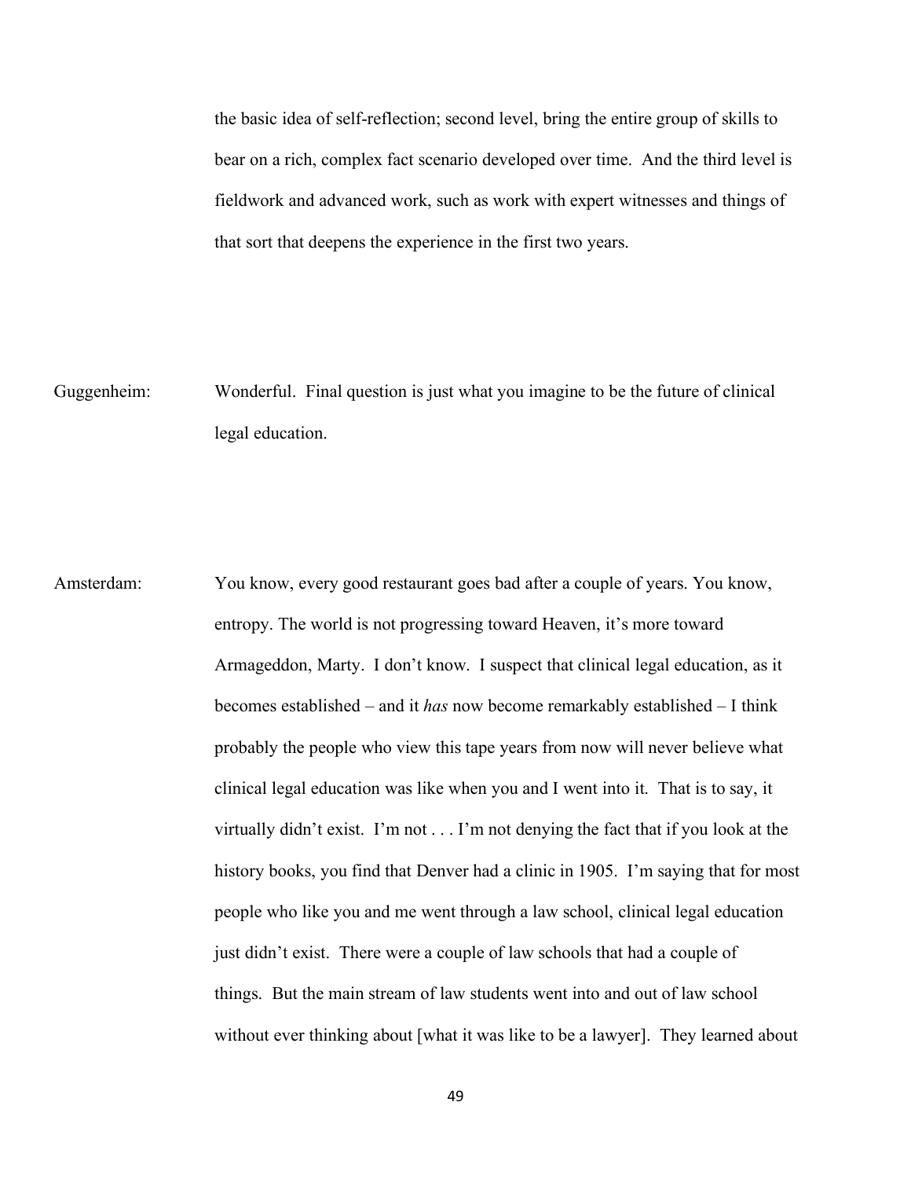the basic idea of self-reflection; second level, bring the entire group of skills to bear on a rich, complex fact scenario developed over time. And the third level is fieldwork and advanced work, such as work with expert witnesses and things of that sort that deepens the experience in the first two years.

Guggenheim: Wonderful. Final question is just what you imagine to be the future of clinical legal education.

Amsterdam: You know, every good restaurant goes bad after a couple of years. You know, entropy. The world is not progressing toward Heaven, it's more toward Armageddon, Marty. I don't know. I suspect that clinical legal education, as it becomes established – and it *has* now become remarkably established – I think probably the people who view this tape years from now will never believe what clinical legal education was like when you and I went into it. That is to say, it virtually didn't exist. I'm not . . . I'm not denying the fact that if you look at the history books, you find that Denver had a clinic in 1905. I'm saying that for most people who like you and me went through a law school, clinical legal education just didn't exist. There were a couple of law schools that had a couple of things. But the main stream of law students went into and out of law school without ever thinking about [what it was like to be a lawyer]. They learned about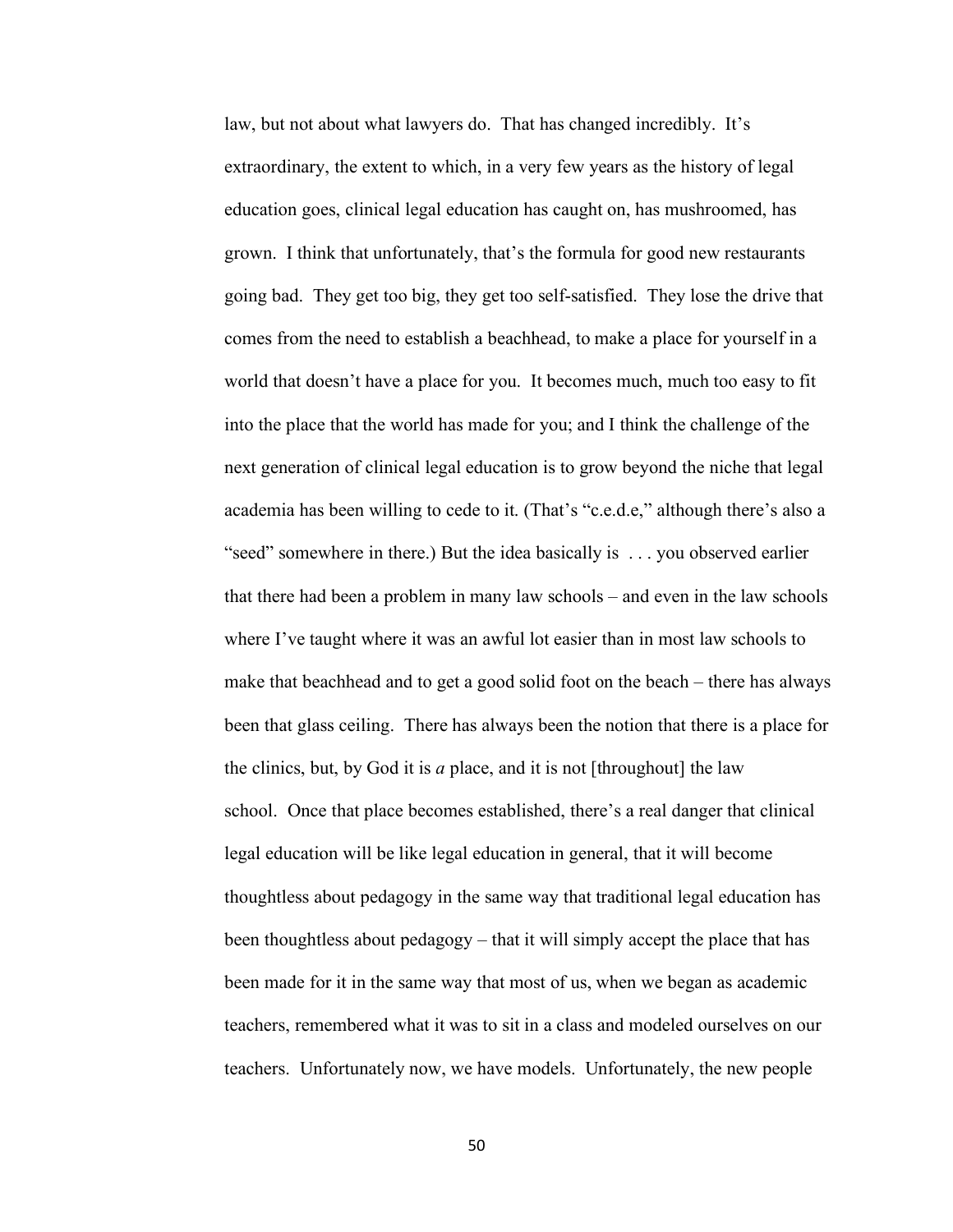law, but not about what lawyers do. That has changed incredibly. It's extraordinary, the extent to which, in a very few years as the history of legal education goes, clinical legal education has caught on, has mushroomed, has grown. I think that unfortunately, that's the formula for good new restaurants going bad. They get too big, they get too self-satisfied. They lose the drive that comes from the need to establish a beachhead, to make a place for yourself in a world that doesn't have a place for you. It becomes much, much too easy to fit into the place that the world has made for you; and I think the challenge of the next generation of clinical legal education is to grow beyond the niche that legal academia has been willing to cede to it. (That's "c.e.d.e," although there's also a "seed" somewhere in there.) But the idea basically is . . . you observed earlier that there had been a problem in many law schools – and even in the law schools where I've taught where it was an awful lot easier than in most law schools to make that beachhead and to get a good solid foot on the beach – there has always been that glass ceiling. There has always been the notion that there is a place for the clinics, but, by God it is *a* place, and it is not [throughout] the law school. Once that place becomes established, there's a real danger that clinical legal education will be like legal education in general, that it will become thoughtless about pedagogy in the same way that traditional legal education has been thoughtless about pedagogy – that it will simply accept the place that has been made for it in the same way that most of us, when we began as academic teachers, remembered what it was to sit in a class and modeled ourselves on our teachers. Unfortunately now, we have models. Unfortunately, the new people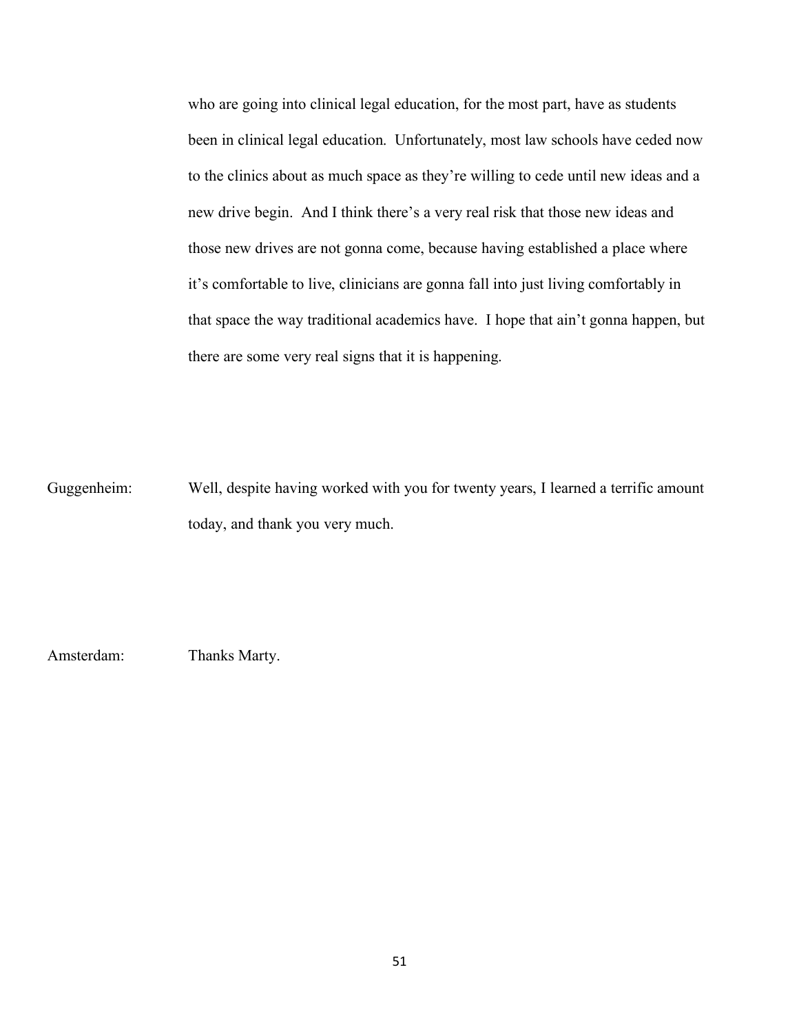who are going into clinical legal education, for the most part, have as students been in clinical legal education. Unfortunately, most law schools have ceded now to the clinics about as much space as they're willing to cede until new ideas and a new drive begin. And I think there's a very real risk that those new ideas and those new drives are not gonna come, because having established a place where it's comfortable to live, clinicians are gonna fall into just living comfortably in that space the way traditional academics have. I hope that ain't gonna happen, but there are some very real signs that it is happening.

Guggenheim: Well, despite having worked with you for twenty years, I learned a terrific amount today, and thank you very much.

Amsterdam: Thanks Marty.